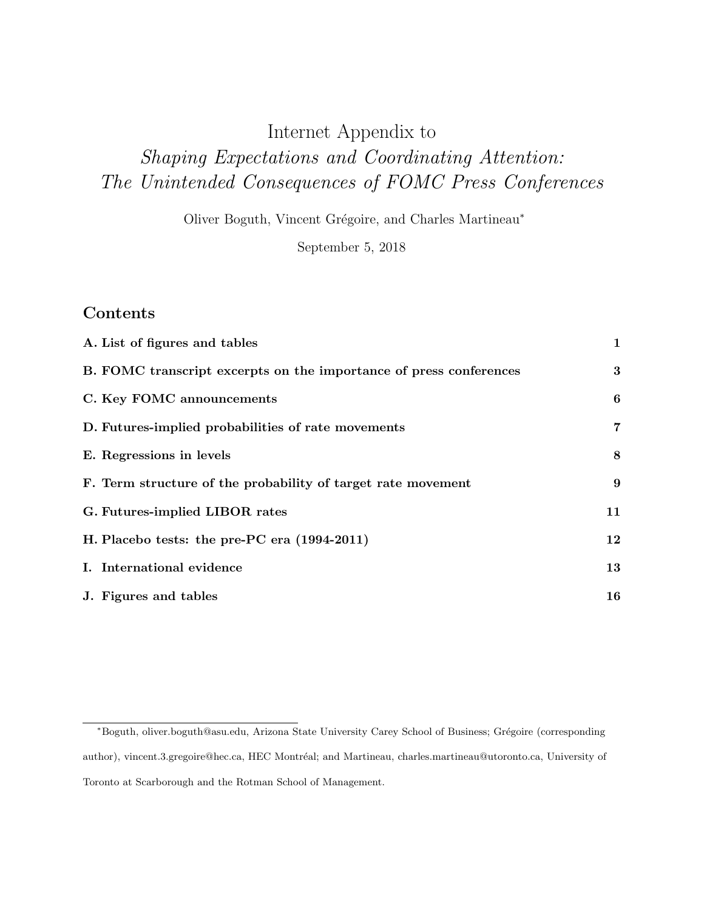# Internet Appendix to
# *Shaping Expectations and Coordinating Attention: The Unintended Consequences of FOMC Press Conferences*

Oliver Boguth, Vincent Grégoire, and Charles Martineau*

September 5, 2018

## Contents

| | |
|---|---|
| **A. List of figures and tables** | **1** |
| **B. FOMC transcript excerpts on the importance of press conferences** | **3** |
| **C. Key FOMC announcements** | **6** |
| **D. Futures-implied probabilities of rate movements** | **7** |
| **E. Regressions in levels** | **8** |
| **F. Term structure of the probability of target rate movement** | **9** |
| **G. Futures-implied LIBOR rates** | **11** |
| **H. Placebo tests: the pre-PC era (1994-2011)** | **12** |
| **I. International evidence** | **13** |
| **J. Figures and tables** | **16** |

---

*Boguth, oliver.boguth@asu.edu, Arizona State University Carey School of Business; Grégoire (corresponding author), vincent.3.gregoire@hec.ca, HEC Montréal; and Martineau, charles.martineau@utoronto.ca, University of Toronto at Scarborough and the Rotman School of Management.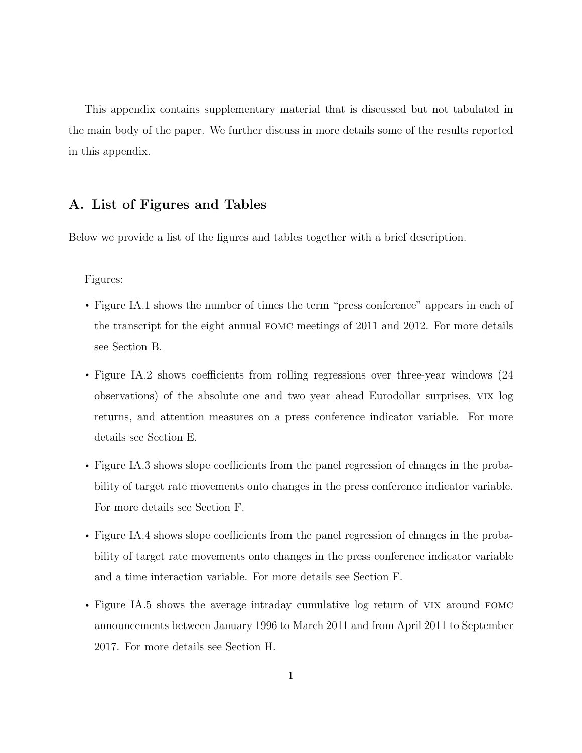This appendix contains supplementary material that is discussed but not tabulated in the main body of the paper. We further discuss in more details some of the results reported in this appendix.

## A. List of Figures and Tables

Below we provide a list of the figures and tables together with a brief description.

Figures:

- Figure IA.1 shows the number of times the term "press conference" appears in each of the transcript for the eight annual FOMC meetings of 2011 and 2012. For more details see Section B.
- Figure IA.2 shows coefficients from rolling regressions over three-year windows (24 observations) of the absolute one and two year ahead Eurodollar surprises, VIX log returns, and attention measures on a press conference indicator variable. For more details see Section E.
- Figure IA.3 shows slope coefficients from the panel regression of changes in the probability of target rate movements onto changes in the press conference indicator variable. For more details see Section F.
- Figure IA.4 shows slope coefficients from the panel regression of changes in the probability of target rate movements onto changes in the press conference indicator variable and a time interaction variable. For more details see Section F.
- Figure IA.5 shows the average intraday cumulative log return of VIX around FOMC announcements between January 1996 to March 2011 and from April 2011 to September 2017. For more details see Section H.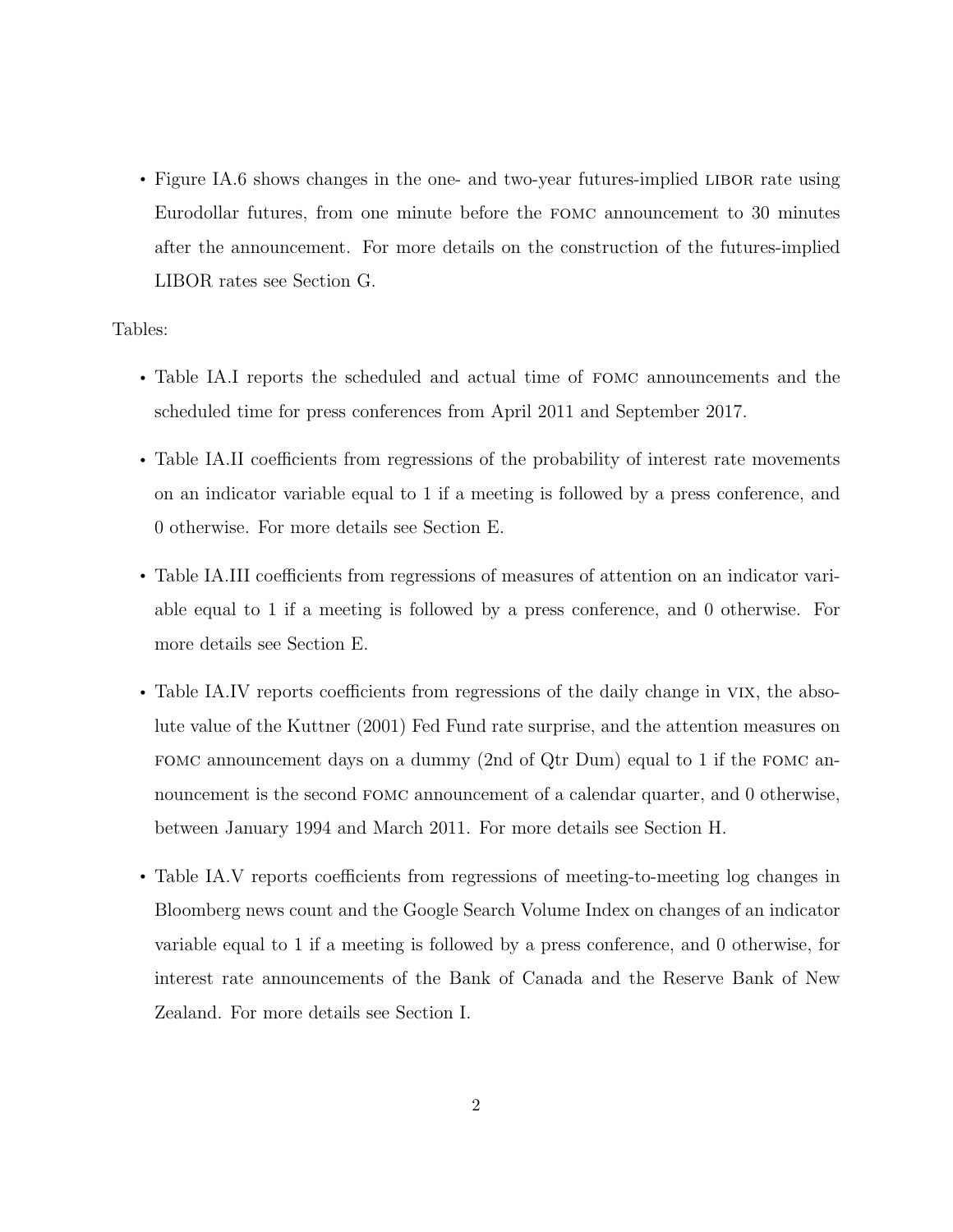- Figure IA.6 shows changes in the one- and two-year futures-implied LIBOR rate using Eurodollar futures, from one minute before the FOMC announcement to 30 minutes after the announcement. For more details on the construction of the futures-implied LIBOR rates see Section G.

Tables:

- Table IA.I reports the scheduled and actual time of FOMC announcements and the scheduled time for press conferences from April 2011 and September 2017.
- Table IA.II coefficients from regressions of the probability of interest rate movements on an indicator variable equal to 1 if a meeting is followed by a press conference, and 0 otherwise. For more details see Section E.
- Table IA.III coefficients from regressions of measures of attention on an indicator variable equal to 1 if a meeting is followed by a press conference, and 0 otherwise. For more details see Section E.
- Table IA.IV reports coefficients from regressions of the daily change in VIX, the absolute value of the Kuttner (2001) Fed Fund rate surprise, and the attention measures on FOMC announcement days on a dummy (2nd of Qtr Dum) equal to 1 if the FOMC announcement is the second FOMC announcement of a calendar quarter, and 0 otherwise, between January 1994 and March 2011. For more details see Section H.
- Table IA.V reports coefficients from regressions of meeting-to-meeting log changes in Bloomberg news count and the Google Search Volume Index on changes of an indicator variable equal to 1 if a meeting is followed by a press conference, and 0 otherwise, for interest rate announcements of the Bank of Canada and the Reserve Bank of New Zealand. For more details see Section I.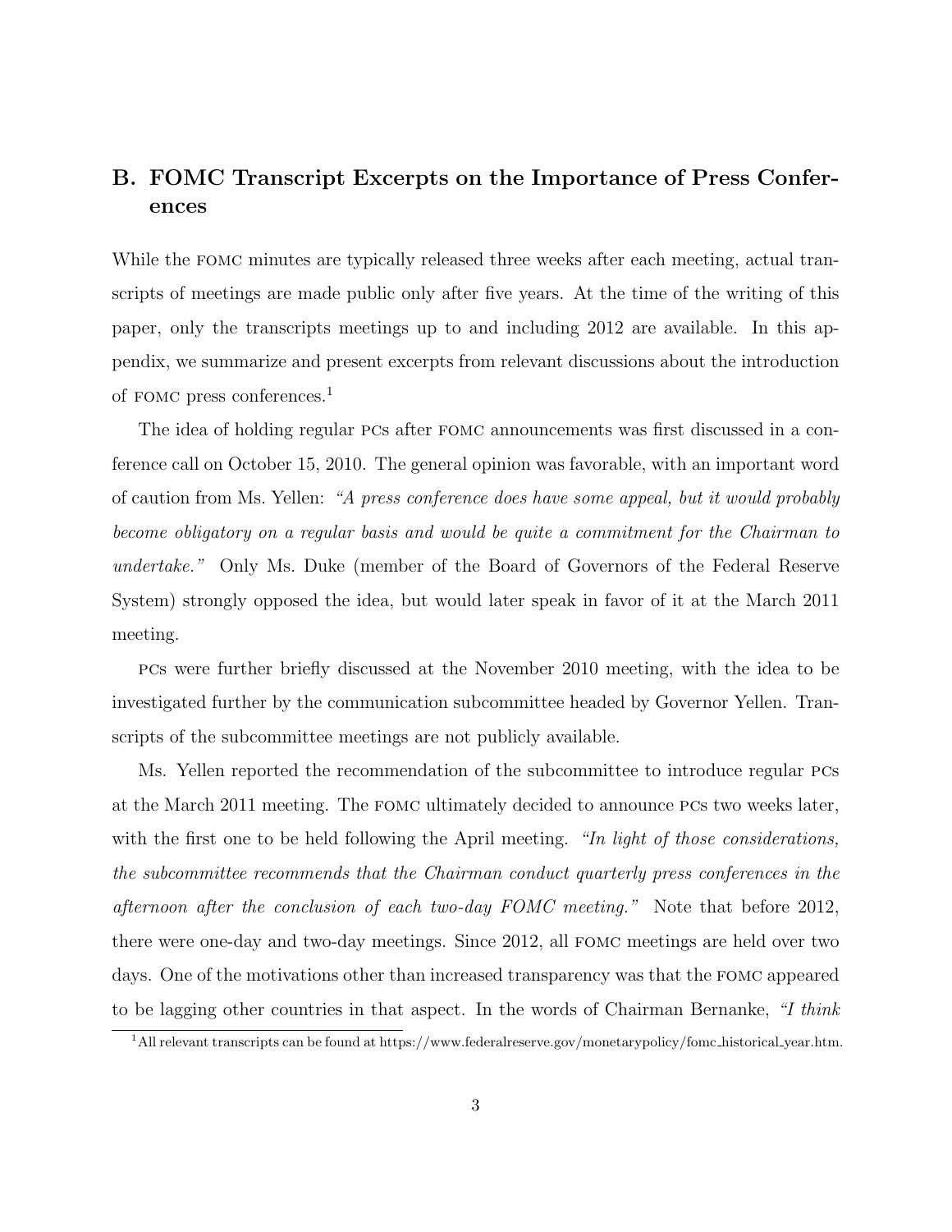## B. FOMC Transcript Excerpts on the Importance of Press Conferences

While the FOMC minutes are typically released three weeks after each meeting, actual transcripts of meetings are made public only after five years. At the time of the writing of this paper, only the transcripts meetings up to and including 2012 are available. In this appendix, we summarize and present excerpts from relevant discussions about the introduction of FOMC press conferences.[1]

The idea of holding regular PCs after FOMC announcements was first discussed in a conference call on October 15, 2010. The general opinion was favorable, with an important word of caution from Ms. Yellen: *"A press conference does have some appeal, but it would probably become obligatory on a regular basis and would be quite a commitment for the Chairman to undertake."* Only Ms. Duke (member of the Board of Governors of the Federal Reserve System) strongly opposed the idea, but would later speak in favor of it at the March 2011 meeting.

PCs were further briefly discussed at the November 2010 meeting, with the idea to be investigated further by the communication subcommittee headed by Governor Yellen. Transcripts of the subcommittee meetings are not publicly available.

Ms. Yellen reported the recommendation of the subcommittee to introduce regular PCs at the March 2011 meeting. The FOMC ultimately decided to announce PCs two weeks later, with the first one to be held following the April meeting. *"In light of those considerations, the subcommittee recommends that the Chairman conduct quarterly press conferences in the afternoon after the conclusion of each two-day FOMC meeting."* Note that before 2012, there were one-day and two-day meetings. Since 2012, all FOMC meetings are held over two days. One of the motivations other than increased transparency was that the FOMC appeared to be lagging other countries in that aspect. In the words of Chairman Bernanke, *"I think*

[1] All relevant transcripts can be found at https://www.federalreserve.gov/monetarypolicy/fomc_historical_year.htm.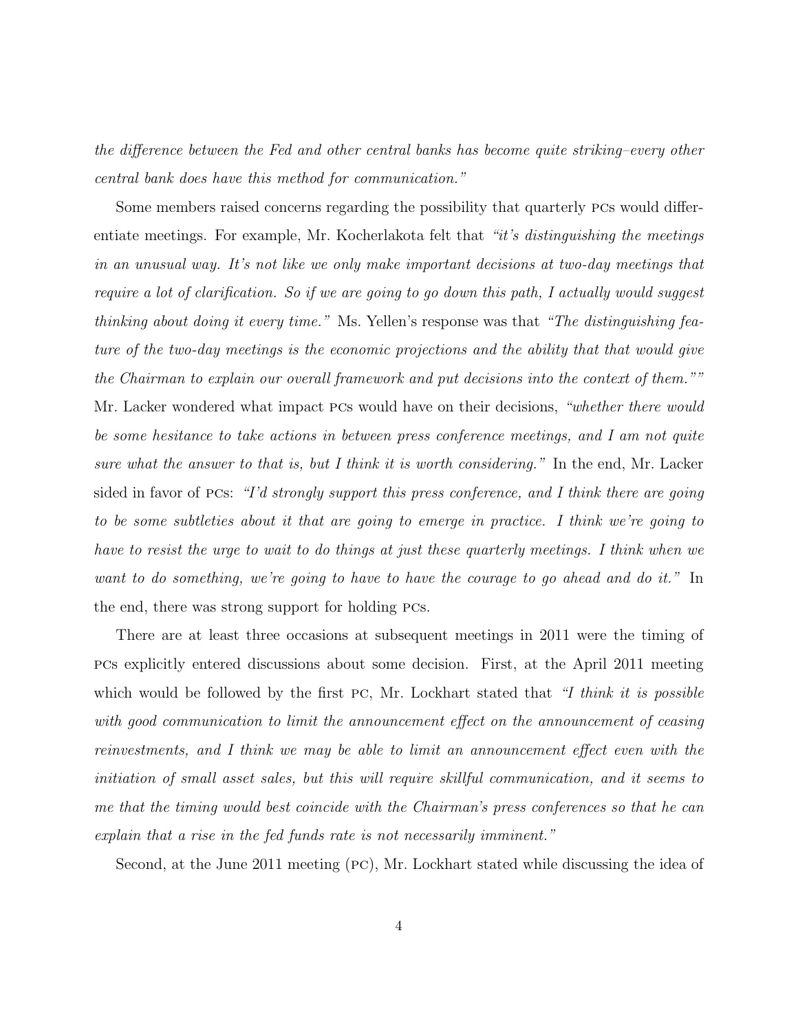*the difference between the Fed and other central banks has become quite striking–every other central bank does have this method for communication."*

Some members raised concerns regarding the possibility that quarterly PCs would differentiate meetings. For example, Mr. Kocherlakota felt that *"it's distinguishing the meetings in an unusual way. It's not like we only make important decisions at two-day meetings that require a lot of clarification. So if we are going to go down this path, I actually would suggest thinking about doing it every time."* Ms. Yellen's response was that *"The distinguishing feature of the two-day meetings is the economic projections and the ability that that would give the Chairman to explain our overall framework and put decisions into the context of them.""* Mr. Lacker wondered what impact PCs would have on their decisions, *"whether there would be some hesitance to take actions in between press conference meetings, and I am not quite sure what the answer to that is, but I think it is worth considering."* In the end, Mr. Lacker sided in favor of PCs: *"I'd strongly support this press conference, and I think there are going to be some subtleties about it that are going to emerge in practice. I think we're going to have to resist the urge to wait to do things at just these quarterly meetings. I think when we want to do something, we're going to have to have the courage to go ahead and do it."* In the end, there was strong support for holding PCs.

There are at least three occasions at subsequent meetings in 2011 were the timing of PCs explicitly entered discussions about some decision. First, at the April 2011 meeting which would be followed by the first PC, Mr. Lockhart stated that *"I think it is possible with good communication to limit the announcement effect on the announcement of ceasing reinvestments, and I think we may be able to limit an announcement effect even with the initiation of small asset sales, but this will require skillful communication, and it seems to me that the timing would best coincide with the Chairman's press conferences so that he can explain that a rise in the fed funds rate is not necessarily imminent."*

Second, at the June 2011 meeting (PC), Mr. Lockhart stated while discussing the idea of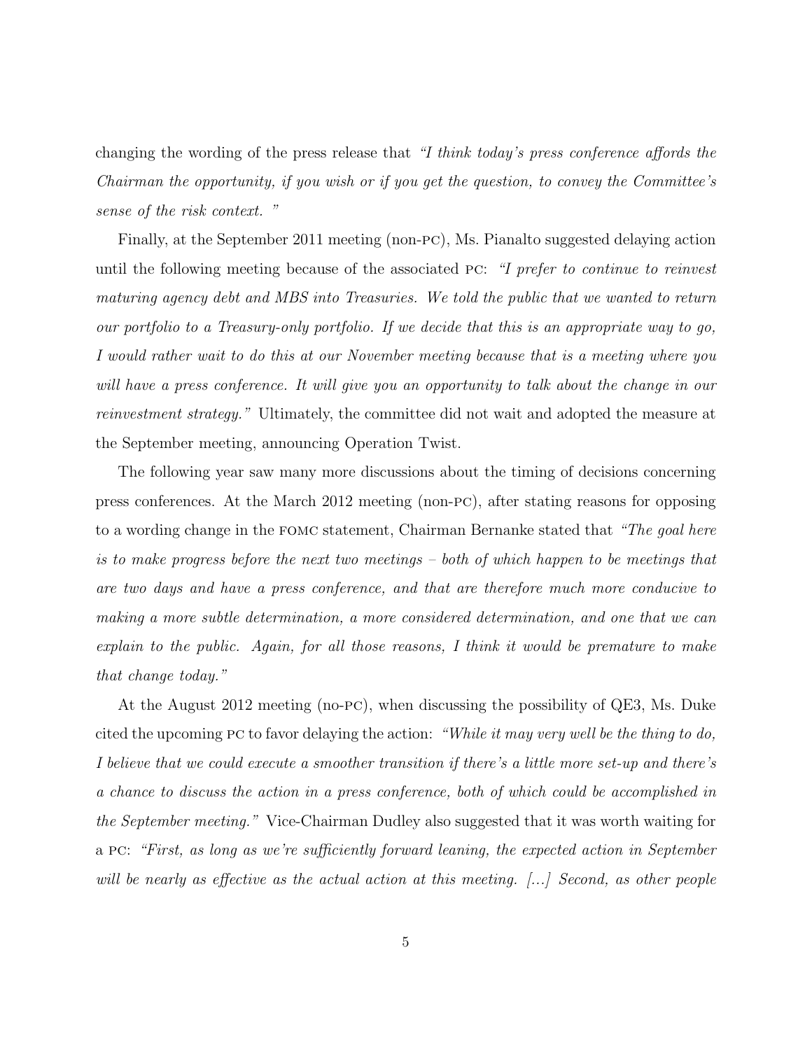changing the wording of the press release that *"I think today's press conference affords the Chairman the opportunity, if you wish or if you get the question, to convey the Committee's sense of the risk context. "*

Finally, at the September 2011 meeting (non-PC), Ms. Pianalto suggested delaying action until the following meeting because of the associated PC: *"I prefer to continue to reinvest maturing agency debt and MBS into Treasuries. We told the public that we wanted to return our portfolio to a Treasury-only portfolio. If we decide that this is an appropriate way to go, I would rather wait to do this at our November meeting because that is a meeting where you will have a press conference. It will give you an opportunity to talk about the change in our reinvestment strategy."* Ultimately, the committee did not wait and adopted the measure at the September meeting, announcing Operation Twist.

The following year saw many more discussions about the timing of decisions concerning press conferences. At the March 2012 meeting (non-PC), after stating reasons for opposing to a wording change in the FOMC statement, Chairman Bernanke stated that *"The goal here is to make progress before the next two meetings – both of which happen to be meetings that are two days and have a press conference, and that are therefore much more conducive to making a more subtle determination, a more considered determination, and one that we can explain to the public. Again, for all those reasons, I think it would be premature to make that change today."*

At the August 2012 meeting (no-PC), when discussing the possibility of QE3, Ms. Duke cited the upcoming PC to favor delaying the action: *"While it may very well be the thing to do, I believe that we could execute a smoother transition if there's a little more set-up and there's a chance to discuss the action in a press conference, both of which could be accomplished in the September meeting."* Vice-Chairman Dudley also suggested that it was worth waiting for a PC: *"First, as long as we're sufficiently forward leaning, the expected action in September will be nearly as effective as the actual action at this meeting. [...] Second, as other people*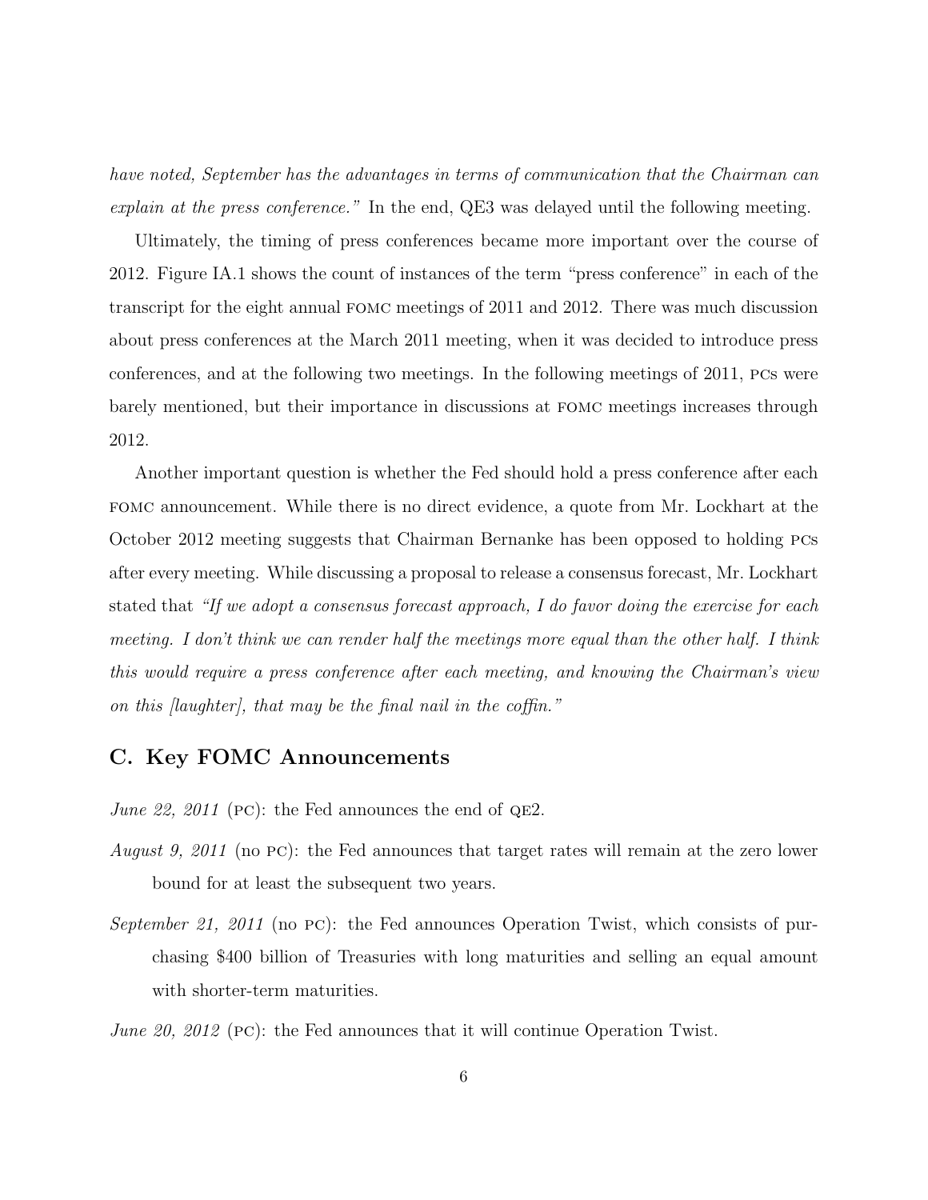*have noted, September has the advantages in terms of communication that the Chairman can explain at the press conference."* In the end, QE3 was delayed until the following meeting.

Ultimately, the timing of press conferences became more important over the course of 2012. Figure IA.1 shows the count of instances of the term "press conference" in each of the transcript for the eight annual FOMC meetings of 2011 and 2012. There was much discussion about press conferences at the March 2011 meeting, when it was decided to introduce press conferences, and at the following two meetings. In the following meetings of 2011, PCs were barely mentioned, but their importance in discussions at FOMC meetings increases through 2012.

Another important question is whether the Fed should hold a press conference after each FOMC announcement. While there is no direct evidence, a quote from Mr. Lockhart at the October 2012 meeting suggests that Chairman Bernanke has been opposed to holding PCs after every meeting. While discussing a proposal to release a consensus forecast, Mr. Lockhart stated that *"If we adopt a consensus forecast approach, I do favor doing the exercise for each meeting. I don't think we can render half the meetings more equal than the other half. I think this would require a press conference after each meeting, and knowing the Chairman's view on this [laughter], that may be the final nail in the coffin."*

## C. Key FOMC Announcements

*June 22, 2011* (PC): the Fed announces the end of QE2.

*August 9, 2011* (no PC): the Fed announces that target rates will remain at the zero lower bound for at least the subsequent two years.

*September 21, 2011* (no PC): the Fed announces Operation Twist, which consists of purchasing $400 billion of Treasuries with long maturities and selling an equal amount with shorter-term maturities.

*June 20, 2012* (PC): the Fed announces that it will continue Operation Twist.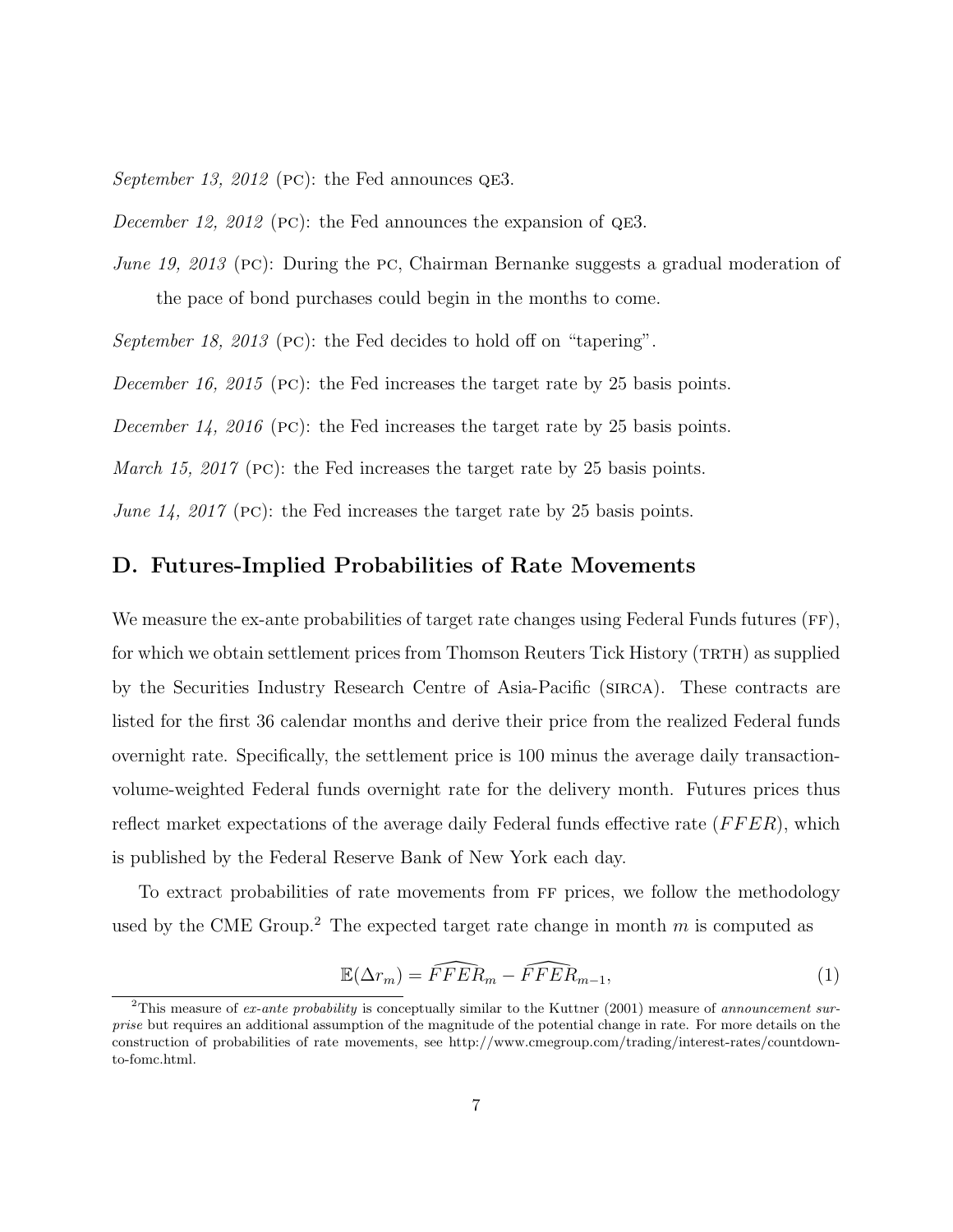*September 13, 2012* (PC): the Fed announces QE3.

*December 12, 2012* (PC): the Fed announces the expansion of QE3.

*June 19, 2013* (PC): During the PC, Chairman Bernanke suggests a gradual moderation of the pace of bond purchases could begin in the months to come.

*September 18, 2013* (PC): the Fed decides to hold off on "tapering".

*December 16, 2015* (PC): the Fed increases the target rate by 25 basis points.

*December 14, 2016* (PC): the Fed increases the target rate by 25 basis points.

*March 15, 2017* (PC): the Fed increases the target rate by 25 basis points.

*June 14, 2017* (PC): the Fed increases the target rate by 25 basis points.

## D. Futures-Implied Probabilities of Rate Movements

We measure the ex-ante probabilities of target rate changes using Federal Funds futures (FF), for which we obtain settlement prices from Thomson Reuters Tick History (TRTH) as supplied by the Securities Industry Research Centre of Asia-Pacific (SIRCA). These contracts are listed for the first 36 calendar months and derive their price from the realized Federal funds overnight rate. Specifically, the settlement price is 100 minus the average daily transaction-volume-weighted Federal funds overnight rate for the delivery month. Futures prices thus reflect market expectations of the average daily Federal funds effective rate ($FFER$), which is published by the Federal Reserve Bank of New York each day.

To extract probabilities of rate movements from FF prices, we follow the methodology used by the CME Group.[2] The expected target rate change in month $m$ is computed as

$$\mathbb{E}(\Delta r_m) = \widehat{FFER}_m - \widehat{FFER}_{m-1}, \tag{1}$$

[2] This measure of *ex-ante probability* is conceptually similar to the Kuttner (2001) measure of *announcement surprise* but requires an additional assumption of the magnitude of the potential change in rate. For more details on the construction of probabilities of rate movements, see http://www.cmegroup.com/trading/interest-rates/countdown-to-fomc.html.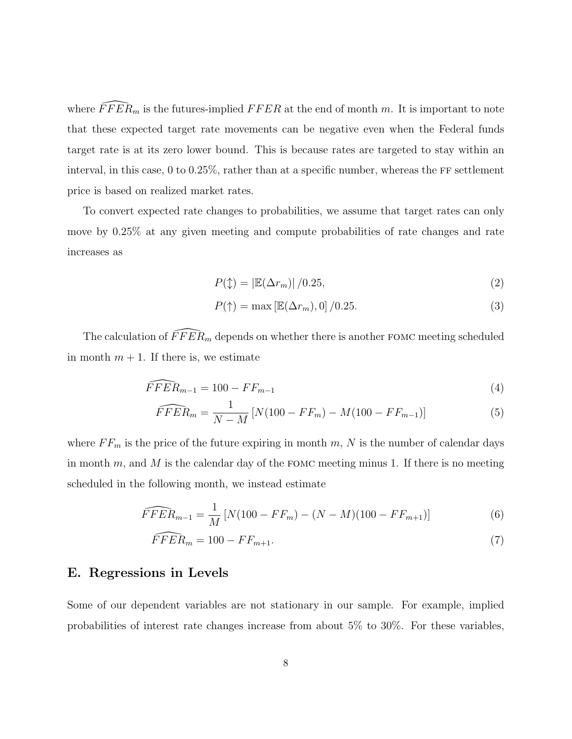where $\widehat{FFER}_m$ is the futures-implied $FFER$ at the end of month $m$. It is important to note that these expected target rate movements can be negative even when the Federal funds target rate is at its zero lower bound. This is because rates are targeted to stay within an interval, in this case, 0 to 0.25%, rather than at a specific number, whereas the FF settlement price is based on realized market rates.

To convert expected rate changes to probabilities, we assume that target rates can only move by 0.25% at any given meeting and compute probabilities of rate changes and rate increases as

$$P(\updownarrow) = |\mathbb{E}(\Delta r_m)| / 0.25, \tag{2}$$

$$P(\uparrow) = \max\left[\mathbb{E}(\Delta r_m), 0\right] / 0.25. \tag{3}$$

The calculation of $\widehat{FFER}_m$ depends on whether there is another FOMC meeting scheduled in month $m+1$. If there is, we estimate

$$\widehat{FFER}_{m-1} = 100 - FF_{m-1} \tag{4}$$

$$\widehat{FFER}_m = \frac{1}{N-M}\left[N(100 - FF_m) - M(100 - FF_{m-1})\right] \tag{5}$$

where $FF_m$ is the price of the future expiring in month $m$, $N$ is the number of calendar days in month $m$, and $M$ is the calendar day of the FOMC meeting minus 1. If there is no meeting scheduled in the following month, we instead estimate

$$\widehat{FFER}_{m-1} = \frac{1}{M}\left[N(100 - FF_m) - (N-M)(100 - FF_{m+1})\right] \tag{6}$$

$$\widehat{FFER}_m = 100 - FF_{m+1}. \tag{7}$$

## E. Regressions in Levels

Some of our dependent variables are not stationary in our sample. For example, implied probabilities of interest rate changes increase from about 5% to 30%. For these variables,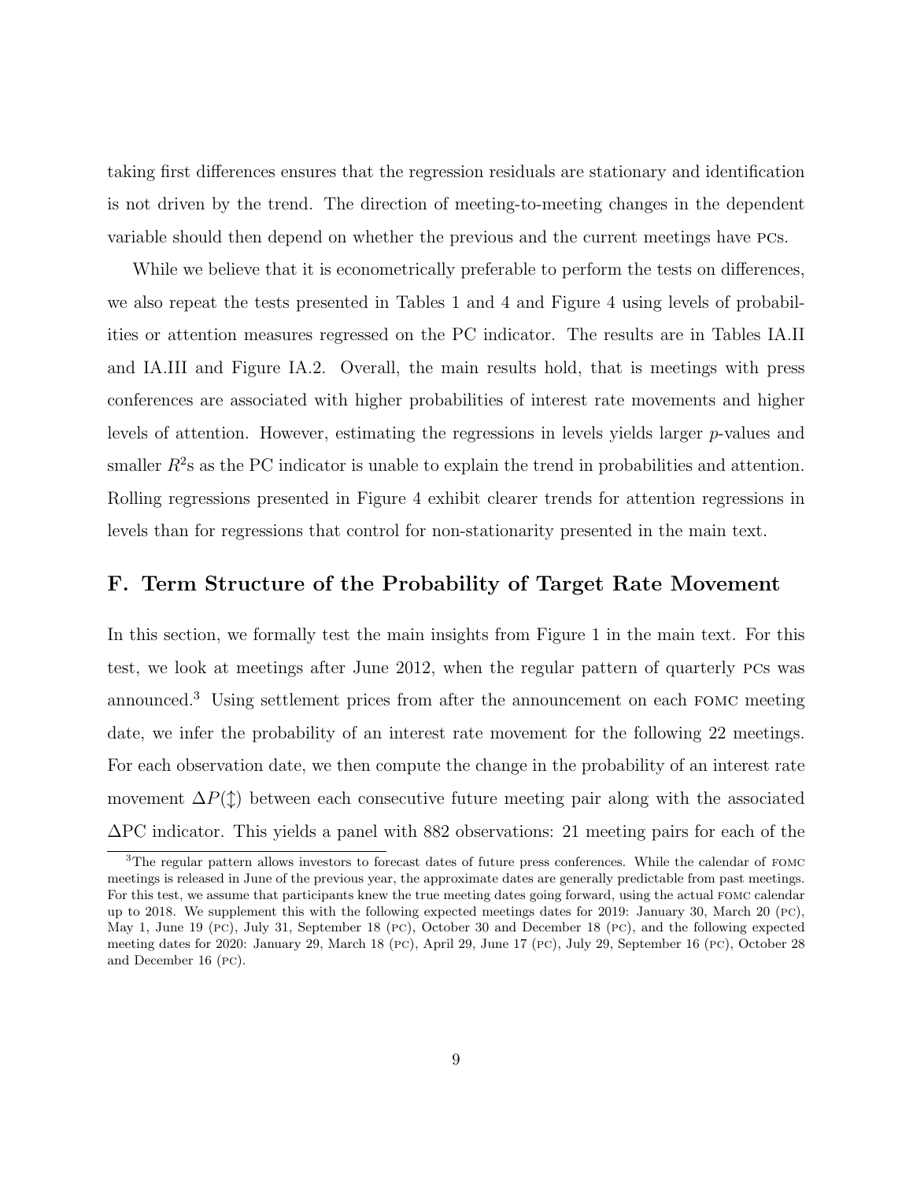taking first differences ensures that the regression residuals are stationary and identification is not driven by the trend. The direction of meeting-to-meeting changes in the dependent variable should then depend on whether the previous and the current meetings have PCs.

While we believe that it is econometrically preferable to perform the tests on differences, we also repeat the tests presented in Tables 1 and 4 and Figure 4 using levels of probabilities or attention measures regressed on the PC indicator. The results are in Tables IA.II and IA.III and Figure IA.2. Overall, the main results hold, that is meetings with press conferences are associated with higher probabilities of interest rate movements and higher levels of attention. However, estimating the regressions in levels yields larger $p$-values and smaller $R^2$s as the PC indicator is unable to explain the trend in probabilities and attention. Rolling regressions presented in Figure 4 exhibit clearer trends for attention regressions in levels than for regressions that control for non-stationarity presented in the main text.

## F. Term Structure of the Probability of Target Rate Movement

In this section, we formally test the main insights from Figure 1 in the main text. For this test, we look at meetings after June 2012, when the regular pattern of quarterly PCs was announced.[3] Using settlement prices from after the announcement on each FOMC meeting date, we infer the probability of an interest rate movement for the following 22 meetings. For each observation date, we then compute the change in the probability of an interest rate movement $\Delta P(\updownarrow)$ between each consecutive future meeting pair along with the associated $\Delta$PC indicator. This yields a panel with 882 observations: 21 meeting pairs for each of the

[3]The regular pattern allows investors to forecast dates of future press conferences. While the calendar of FOMC meetings is released in June of the previous year, the approximate dates are generally predictable from past meetings. For this test, we assume that participants knew the true meeting dates going forward, using the actual FOMC calendar up to 2018. We supplement this with the following expected meetings dates for 2019: January 30, March 20 (PC), May 1, June 19 (PC), July 31, September 18 (PC), October 30 and December 18 (PC), and the following expected meeting dates for 2020: January 29, March 18 (PC), April 29, June 17 (PC), July 29, September 16 (PC), October 28 and December 16 (PC).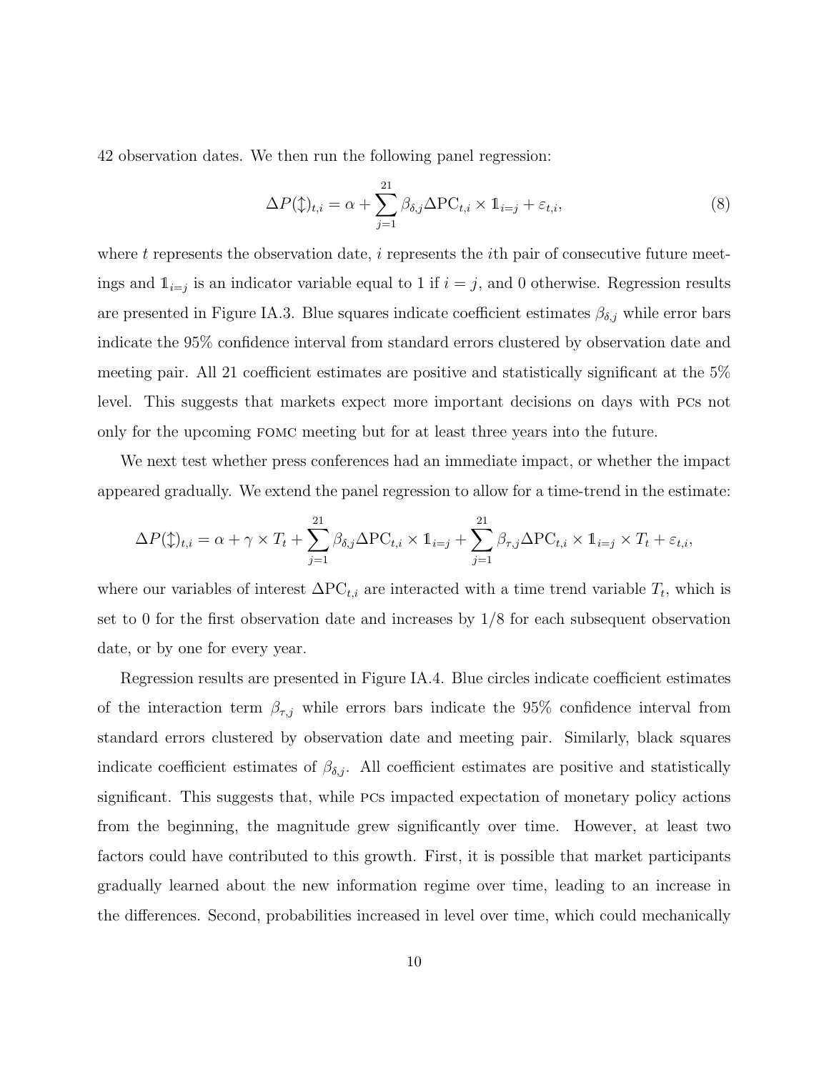42 observation dates. We then run the following panel regression:

$$\Delta P(\updownarrow)_{t,i} = \alpha + \sum_{j=1}^{21} \beta_{\delta,j} \Delta \mathrm{PC}_{t,i} \times \mathbb{1}_{i=j} + \varepsilon_{t,i}, \tag{8}$$

where $t$ represents the observation date, $i$ represents the $i$th pair of consecutive future meetings and $\mathbb{1}_{i=j}$ is an indicator variable equal to 1 if $i = j$, and 0 otherwise. Regression results are presented in Figure IA.3. Blue squares indicate coefficient estimates $\beta_{\delta,j}$ while error bars indicate the 95% confidence interval from standard errors clustered by observation date and meeting pair. All 21 coefficient estimates are positive and statistically significant at the 5% level. This suggests that markets expect more important decisions on days with PCs not only for the upcoming FOMC meeting but for at least three years into the future.

We next test whether press conferences had an immediate impact, or whether the impact appeared gradually. We extend the panel regression to allow for a time-trend in the estimate:

$$\Delta P(\updownarrow)_{t,i} = \alpha + \gamma \times T_t + \sum_{j=1}^{21} \beta_{\delta,j} \Delta \mathrm{PC}_{t,i} \times \mathbb{1}_{i=j} + \sum_{j=1}^{21} \beta_{\tau,j} \Delta \mathrm{PC}_{t,i} \times \mathbb{1}_{i=j} \times T_t + \varepsilon_{t,i},$$

where our variables of interest $\Delta \mathrm{PC}_{t,i}$ are interacted with a time trend variable $T_t$, which is set to 0 for the first observation date and increases by 1/8 for each subsequent observation date, or by one for every year.

Regression results are presented in Figure IA.4. Blue circles indicate coefficient estimates of the interaction term $\beta_{\tau,j}$ while errors bars indicate the 95% confidence interval from standard errors clustered by observation date and meeting pair. Similarly, black squares indicate coefficient estimates of $\beta_{\delta,j}$. All coefficient estimates are positive and statistically significant. This suggests that, while PCs impacted expectation of monetary policy actions from the beginning, the magnitude grew significantly over time. However, at least two factors could have contributed to this growth. First, it is possible that market participants gradually learned about the new information regime over time, leading to an increase in the differences. Second, probabilities increased in level over time, which could mechanically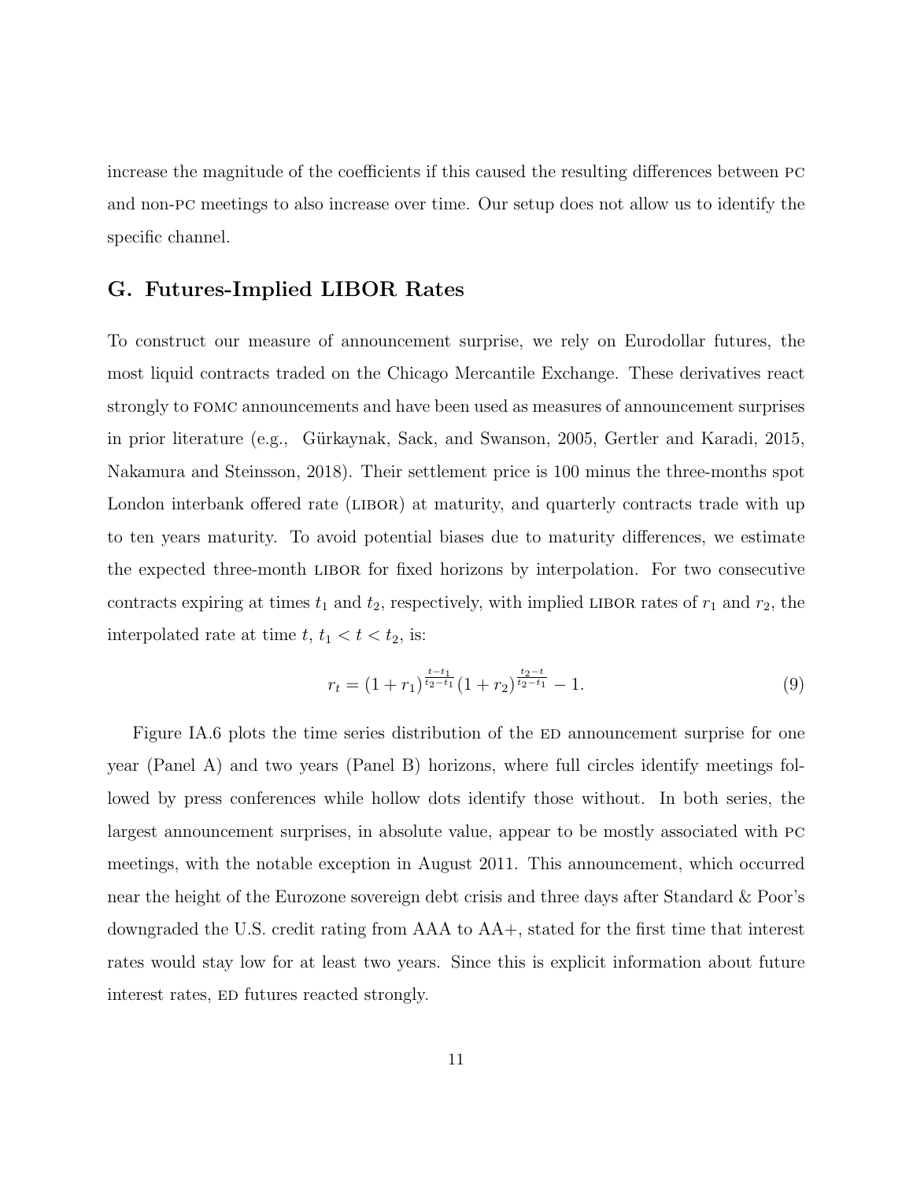increase the magnitude of the coefficients if this caused the resulting differences between PC and non-PC meetings to also increase over time. Our setup does not allow us to identify the specific channel.

## G. Futures-Implied LIBOR Rates

To construct our measure of announcement surprise, we rely on Eurodollar futures, the most liquid contracts traded on the Chicago Mercantile Exchange. These derivatives react strongly to FOMC announcements and have been used as measures of announcement surprises in prior literature (e.g., Gürkaynak, Sack, and Swanson, 2005, Gertler and Karadi, 2015, Nakamura and Steinsson, 2018). Their settlement price is 100 minus the three-months spot London interbank offered rate (LIBOR) at maturity, and quarterly contracts trade with up to ten years maturity. To avoid potential biases due to maturity differences, we estimate the expected three-month LIBOR for fixed horizons by interpolation. For two consecutive contracts expiring at times $t_1$ and $t_2$, respectively, with implied LIBOR rates of $r_1$ and $r_2$, the interpolated rate at time $t$, $t_1 < t < t_2$, is:

$$r_t = (1 + r_1)^{\frac{t - t_1}{t_2 - t_1}} (1 + r_2)^{\frac{t_2 - t}{t_2 - t_1}} - 1. \tag{9}$$

Figure IA.6 plots the time series distribution of the ED announcement surprise for one year (Panel A) and two years (Panel B) horizons, where full circles identify meetings followed by press conferences while hollow dots identify those without. In both series, the largest announcement surprises, in absolute value, appear to be mostly associated with PC meetings, with the notable exception in August 2011. This announcement, which occurred near the height of the Eurozone sovereign debt crisis and three days after Standard & Poor's downgraded the U.S. credit rating from AAA to AA+, stated for the first time that interest rates would stay low for at least two years. Since this is explicit information about future interest rates, ED futures reacted strongly.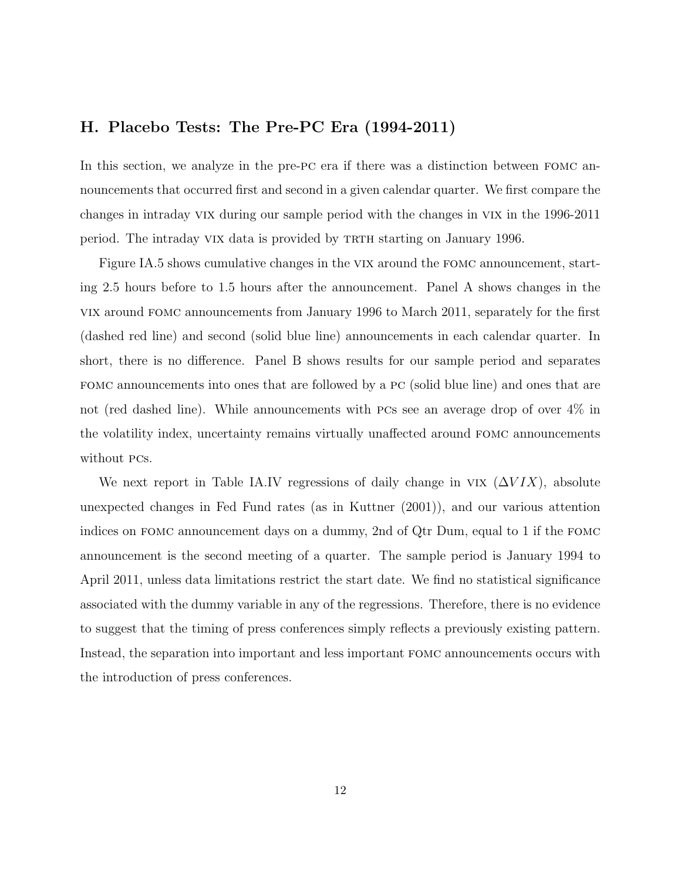## H. Placebo Tests: The Pre-PC Era (1994-2011)

In this section, we analyze in the pre-PC era if there was a distinction between FOMC announcements that occurred first and second in a given calendar quarter. We first compare the changes in intraday VIX during our sample period with the changes in VIX in the 1996-2011 period. The intraday VIX data is provided by TRTH starting on January 1996.

Figure IA.5 shows cumulative changes in the VIX around the FOMC announcement, starting 2.5 hours before to 1.5 hours after the announcement. Panel A shows changes in the VIX around FOMC announcements from January 1996 to March 2011, separately for the first (dashed red line) and second (solid blue line) announcements in each calendar quarter. In short, there is no difference. Panel B shows results for our sample period and separates FOMC announcements into ones that are followed by a PC (solid blue line) and ones that are not (red dashed line). While announcements with PCs see an average drop of over 4% in the volatility index, uncertainty remains virtually unaffected around FOMC announcements without PCs.

We next report in Table IA.IV regressions of daily change in VIX ($\Delta VIX$), absolute unexpected changes in Fed Fund rates (as in Kuttner (2001)), and our various attention indices on FOMC announcement days on a dummy, 2nd of Qtr Dum, equal to 1 if the FOMC announcement is the second meeting of a quarter. The sample period is January 1994 to April 2011, unless data limitations restrict the start date. We find no statistical significance associated with the dummy variable in any of the regressions. Therefore, there is no evidence to suggest that the timing of press conferences simply reflects a previously existing pattern. Instead, the separation into important and less important FOMC announcements occurs with the introduction of press conferences.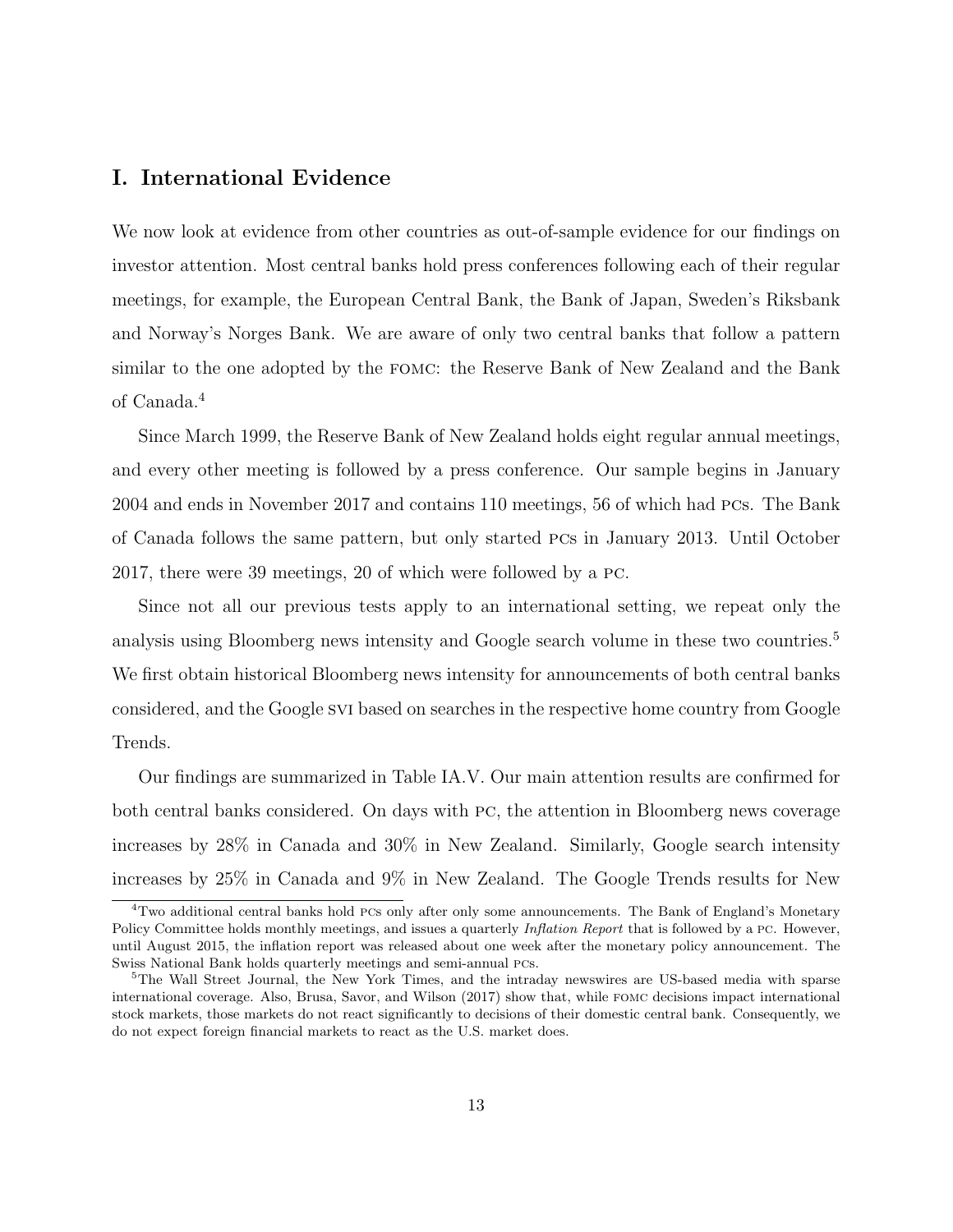## I. International Evidence

We now look at evidence from other countries as out-of-sample evidence for our findings on investor attention. Most central banks hold press conferences following each of their regular meetings, for example, the European Central Bank, the Bank of Japan, Sweden's Riksbank and Norway's Norges Bank. We are aware of only two central banks that follow a pattern similar to the one adopted by the FOMC: the Reserve Bank of New Zealand and the Bank of Canada.[4]

Since March 1999, the Reserve Bank of New Zealand holds eight regular annual meetings, and every other meeting is followed by a press conference. Our sample begins in January 2004 and ends in November 2017 and contains 110 meetings, 56 of which had PCs. The Bank of Canada follows the same pattern, but only started PCs in January 2013. Until October 2017, there were 39 meetings, 20 of which were followed by a PC.

Since not all our previous tests apply to an international setting, we repeat only the analysis using Bloomberg news intensity and Google search volume in these two countries.[5] We first obtain historical Bloomberg news intensity for announcements of both central banks considered, and the Google SVI based on searches in the respective home country from Google Trends.

Our findings are summarized in Table IA.V. Our main attention results are confirmed for both central banks considered. On days with PC, the attention in Bloomberg news coverage increases by 28% in Canada and 30% in New Zealand. Similarly, Google search intensity increases by 25% in Canada and 9% in New Zealand. The Google Trends results for New

[4]Two additional central banks hold PCs only after only some announcements. The Bank of England's Monetary Policy Committee holds monthly meetings, and issues a quarterly *Inflation Report* that is followed by a PC. However, until August 2015, the inflation report was released about one week after the monetary policy announcement. The Swiss National Bank holds quarterly meetings and semi-annual PCs.

[5]The Wall Street Journal, the New York Times, and the intraday newswires are US-based media with sparse international coverage. Also, Brusa, Savor, and Wilson (2017) show that, while FOMC decisions impact international stock markets, those markets do not react significantly to decisions of their domestic central bank. Consequently, we do not expect foreign financial markets to react as the U.S. market does.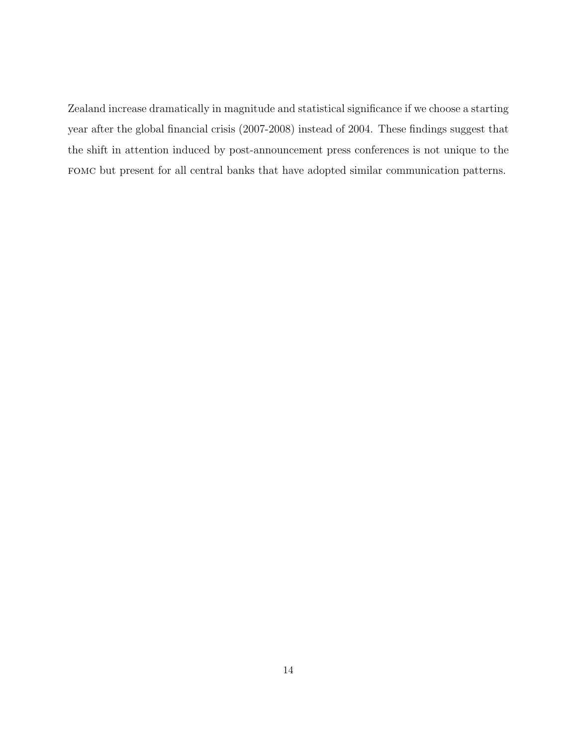Zealand increase dramatically in magnitude and statistical significance if we choose a starting year after the global financial crisis (2007-2008) instead of 2004. These findings suggest that the shift in attention induced by post-announcement press conferences is not unique to the FOMC but present for all central banks that have adopted similar communication patterns.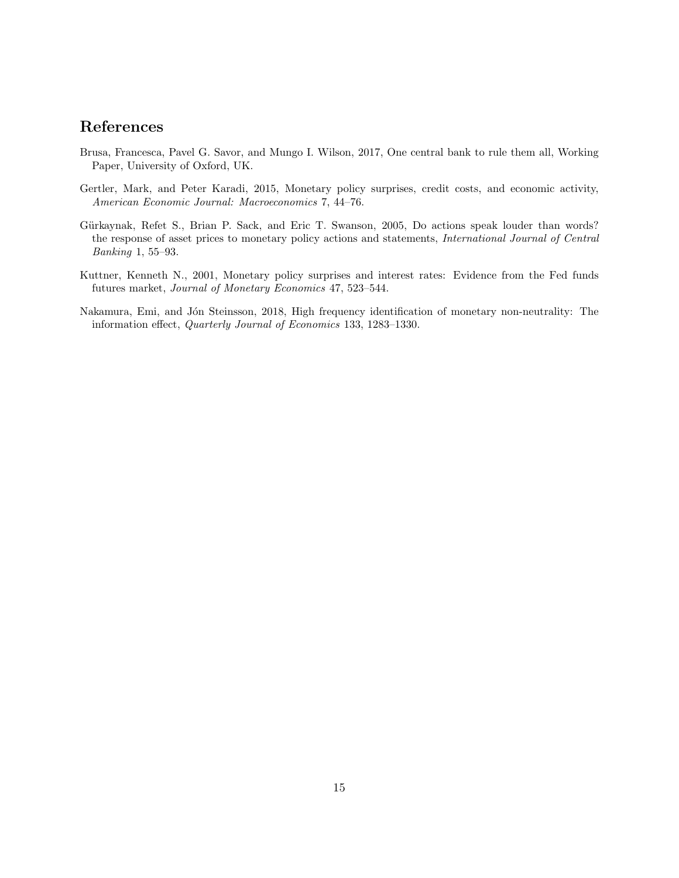## References

Brusa, Francesca, Pavel G. Savor, and Mungo I. Wilson, 2017, One central bank to rule them all, Working Paper, University of Oxford, UK.

Gertler, Mark, and Peter Karadi, 2015, Monetary policy surprises, credit costs, and economic activity, *American Economic Journal: Macroeconomics* 7, 44–76.

Gürkaynak, Refet S., Brian P. Sack, and Eric T. Swanson, 2005, Do actions speak louder than words? the response of asset prices to monetary policy actions and statements, *International Journal of Central Banking* 1, 55–93.

Kuttner, Kenneth N., 2001, Monetary policy surprises and interest rates: Evidence from the Fed funds futures market, *Journal of Monetary Economics* 47, 523–544.

Nakamura, Emi, and Jón Steinsson, 2018, High frequency identification of monetary non-neutrality: The information effect, *Quarterly Journal of Economics* 133, 1283–1330.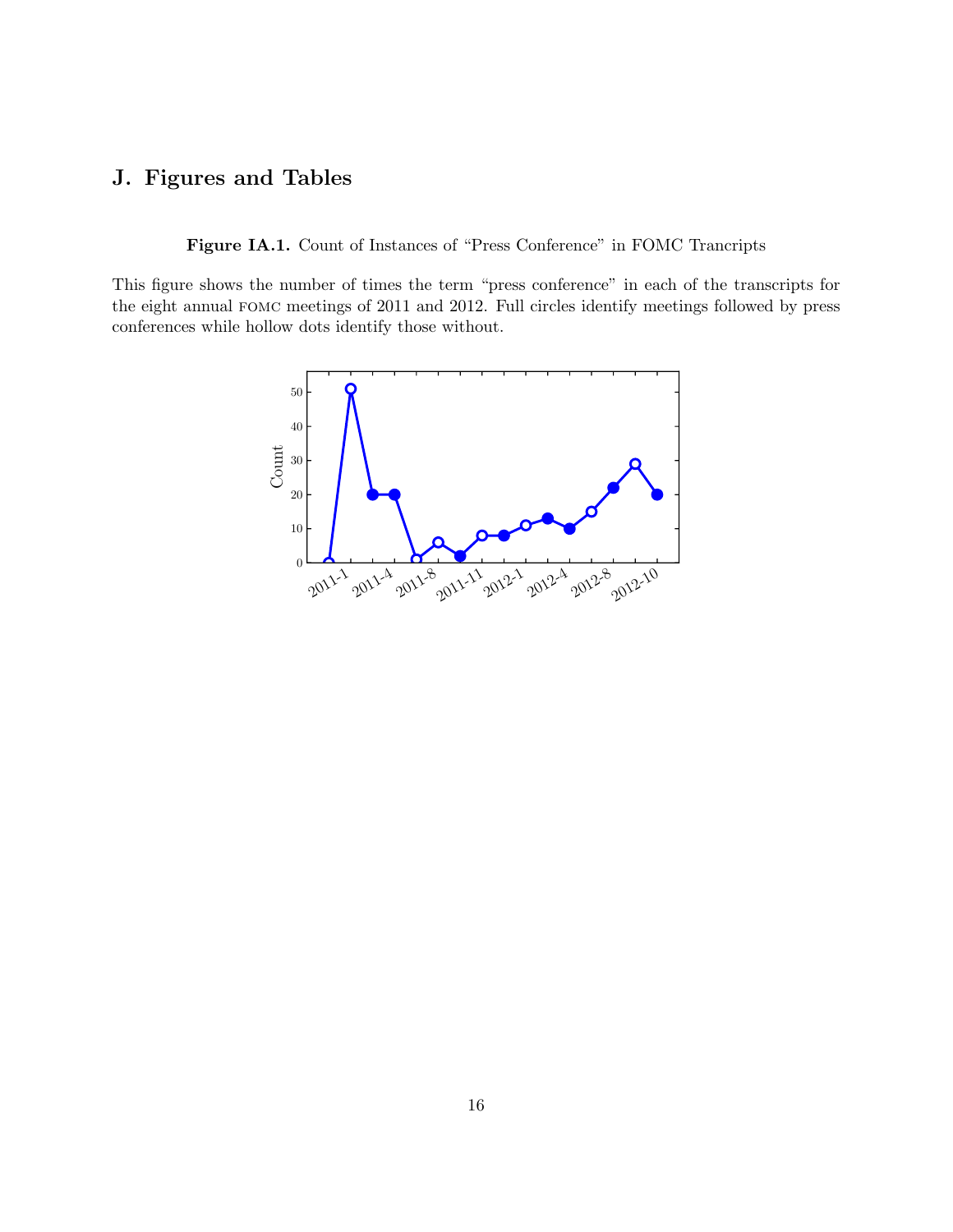## J. Figures and Tables

**Figure IA.1.** Count of Instances of "Press Conference" in FOMC Trancripts

This figure shows the number of times the term "press conference" in each of the transcripts for the eight annual FOMC meetings of 2011 and 2012. Full circles identify meetings followed by press conferences while hollow dots identify those without.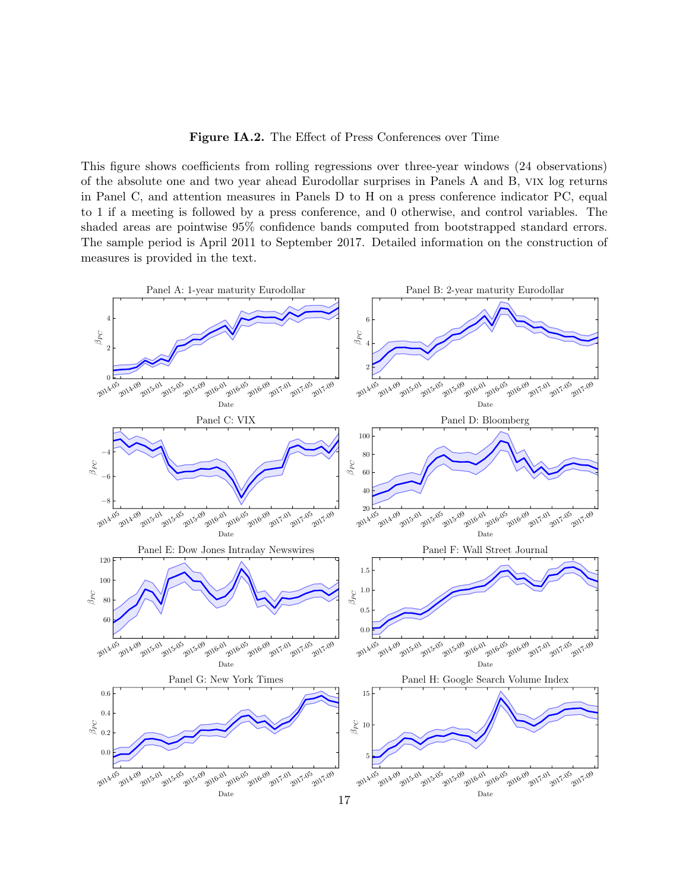**Figure IA.2.** The Effect of Press Conferences over Time

This figure shows coefficients from rolling regressions over three-year windows (24 observations) of the absolute one and two year ahead Eurodollar surprises in Panels A and B, VIX log returns in Panel C, and attention measures in Panels D to H on a press conference indicator PC, equal to 1 if a meeting is followed by a press conference, and 0 otherwise, and control variables. The shaded areas are pointwise 95% confidence bands computed from bootstrapped standard errors. The sample period is April 2011 to September 2017. Detailed information on the construction of measures is provided in the text.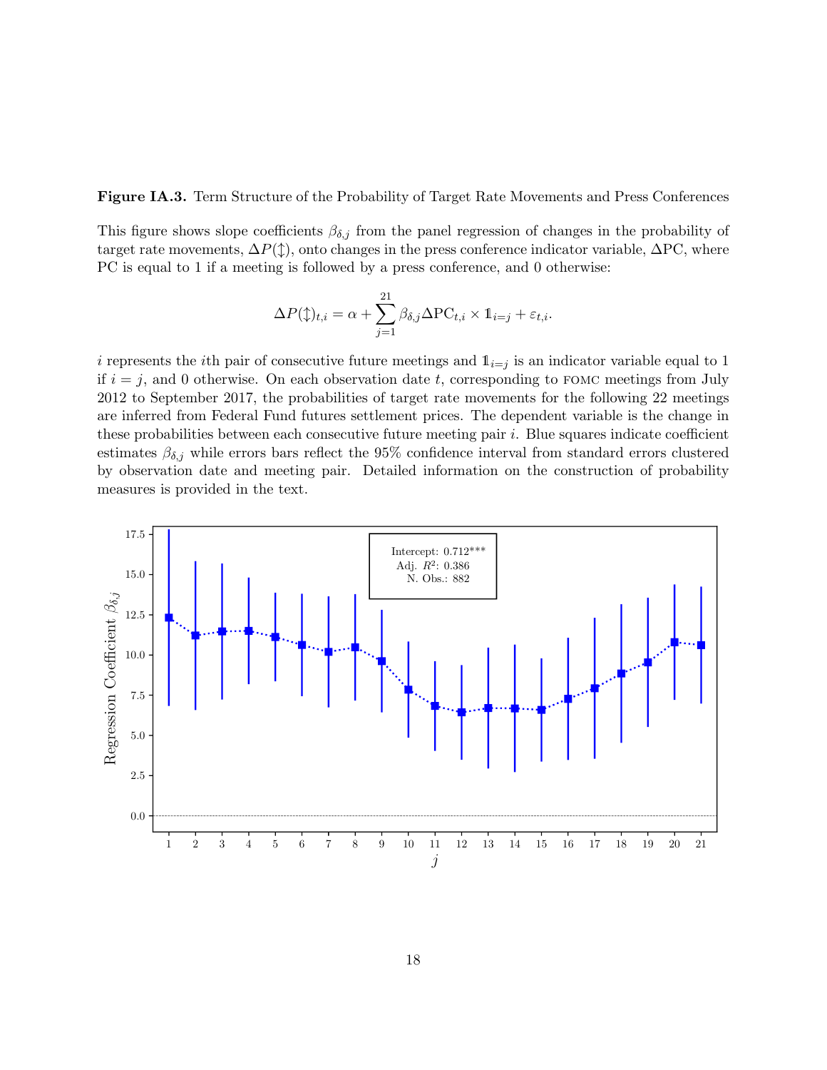**Figure IA.3.** Term Structure of the Probability of Target Rate Movements and Press Conferences

This figure shows slope coefficients $\beta_{\delta,j}$ from the panel regression of changes in the probability of target rate movements, $\Delta P(\updownarrow)$, onto changes in the press conference indicator variable, $\Delta \text{PC}$, where PC is equal to 1 if a meeting is followed by a press conference, and 0 otherwise:

$$\Delta P(\updownarrow)_{t,i} = \alpha + \sum_{j=1}^{21} \beta_{\delta,j} \Delta \text{PC}_{t,i} \times \mathbb{1}_{i=j} + \varepsilon_{t,i}.$$

$i$ represents the $i$th pair of consecutive future meetings and $\mathbb{1}_{i=j}$ is an indicator variable equal to 1 if $i = j$, and 0 otherwise. On each observation date $t$, corresponding to FOMC meetings from July 2012 to September 2017, the probabilities of target rate movements for the following 22 meetings are inferred from Federal Fund futures settlement prices. The dependent variable is the change in these probabilities between each consecutive future meeting pair $i$. Blue squares indicate coefficient estimates $\beta_{\delta,j}$ while errors bars reflect the 95% confidence interval from standard errors clustered by observation date and meeting pair. Detailed information on the construction of probability measures is provided in the text.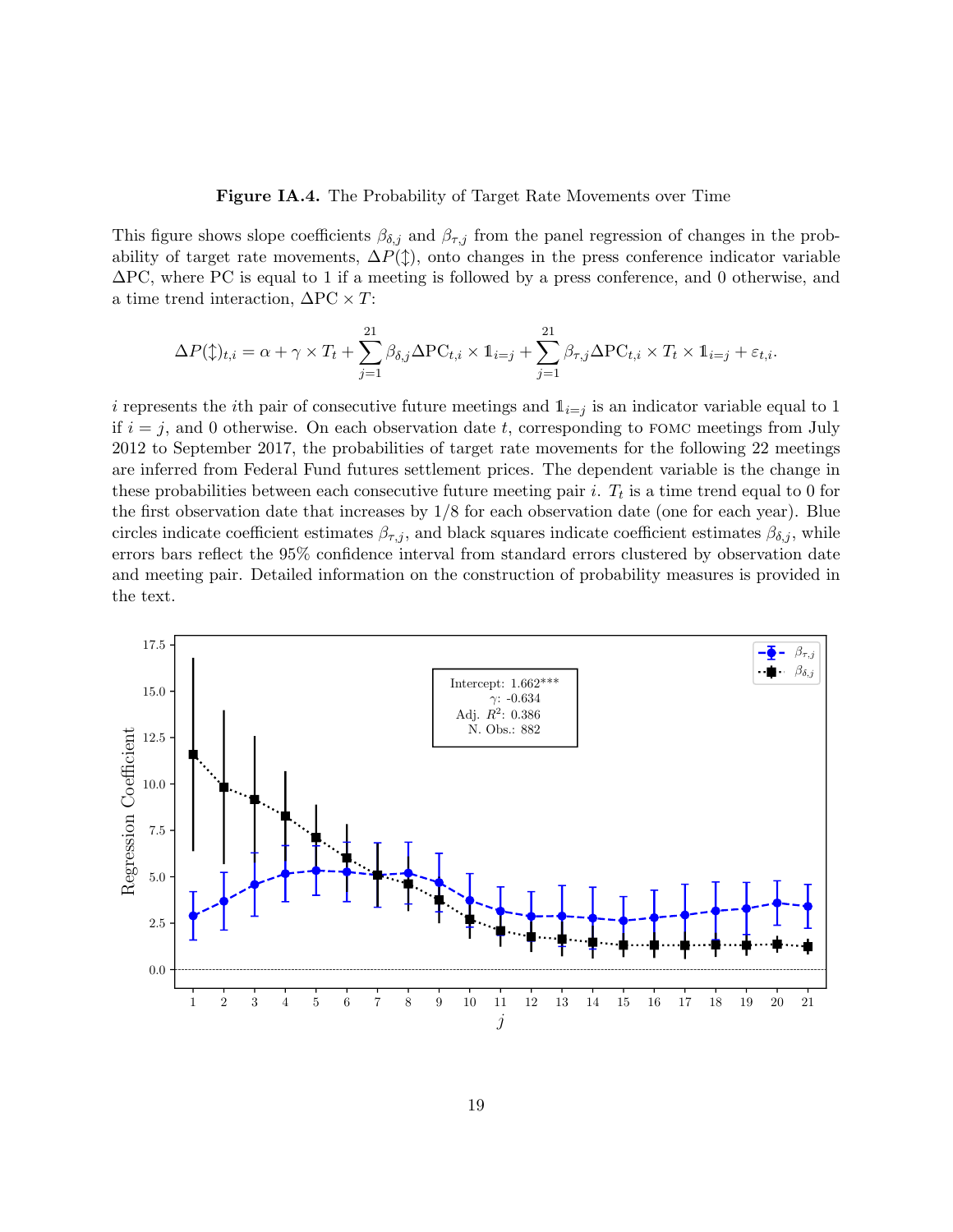**Figure IA.4.** The Probability of Target Rate Movements over Time

This figure shows slope coefficients $\beta_{\delta,j}$ and $\beta_{\tau,j}$ from the panel regression of changes in the probability of target rate movements, $\Delta P(\updownarrow)$, onto changes in the press conference indicator variable $\Delta$PC, where PC is equal to 1 if a meeting is followed by a press conference, and 0 otherwise, and a time trend interaction, $\Delta \text{PC} \times T$:

$$\Delta P(\updownarrow)_{t,i} = \alpha + \gamma \times T_t + \sum_{j=1}^{21} \beta_{\delta,j} \Delta \text{PC}_{t,i} \times \mathbb{1}_{i=j} + \sum_{j=1}^{21} \beta_{\tau,j} \Delta \text{PC}_{t,i} \times T_t \times \mathbb{1}_{i=j} + \varepsilon_{t,i}.$$

$i$ represents the $i$th pair of consecutive future meetings and $\mathbb{1}_{i=j}$ is an indicator variable equal to 1 if $i = j$, and 0 otherwise. On each observation date $t$, corresponding to FOMC meetings from July 2012 to September 2017, the probabilities of target rate movements for the following 22 meetings are inferred from Federal Fund futures settlement prices. The dependent variable is the change in these probabilities between each consecutive future meeting pair $i$. $T_t$ is a time trend equal to 0 for the first observation date that increases by 1/8 for each observation date (one for each year). Blue circles indicate coefficient estimates $\beta_{\tau,j}$, and black squares indicate coefficient estimates $\beta_{\delta,j}$, while errors bars reflect the 95% confidence interval from standard errors clustered by observation date and meeting pair. Detailed information on the construction of probability measures is provided in the text.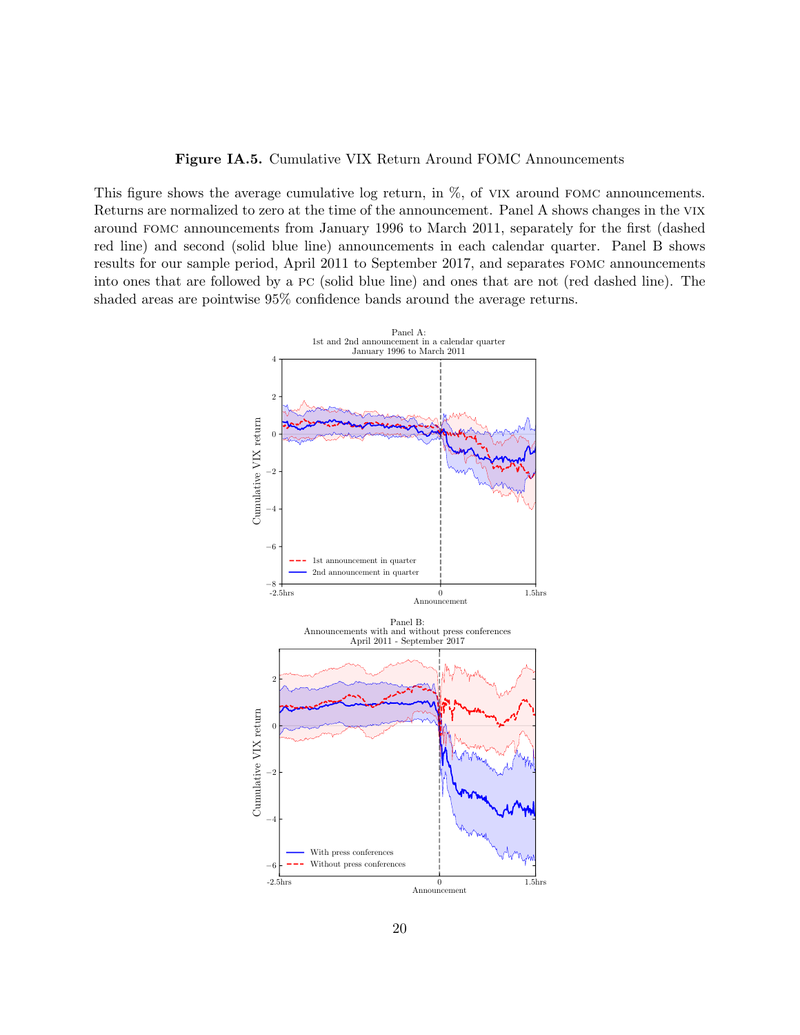**Figure IA.5.** Cumulative VIX Return Around FOMC Announcements

This figure shows the average cumulative log return, in %, of VIX around FOMC announcements. Returns are normalized to zero at the time of the announcement. Panel A shows changes in the VIX around FOMC announcements from January 1996 to March 2011, separately for the first (dashed red line) and second (solid blue line) announcements in each calendar quarter. Panel B shows results for our sample period, April 2011 to September 2017, and separates FOMC announcements into ones that are followed by a PC (solid blue line) and ones that are not (red dashed line). The shaded areas are pointwise 95% confidence bands around the average returns.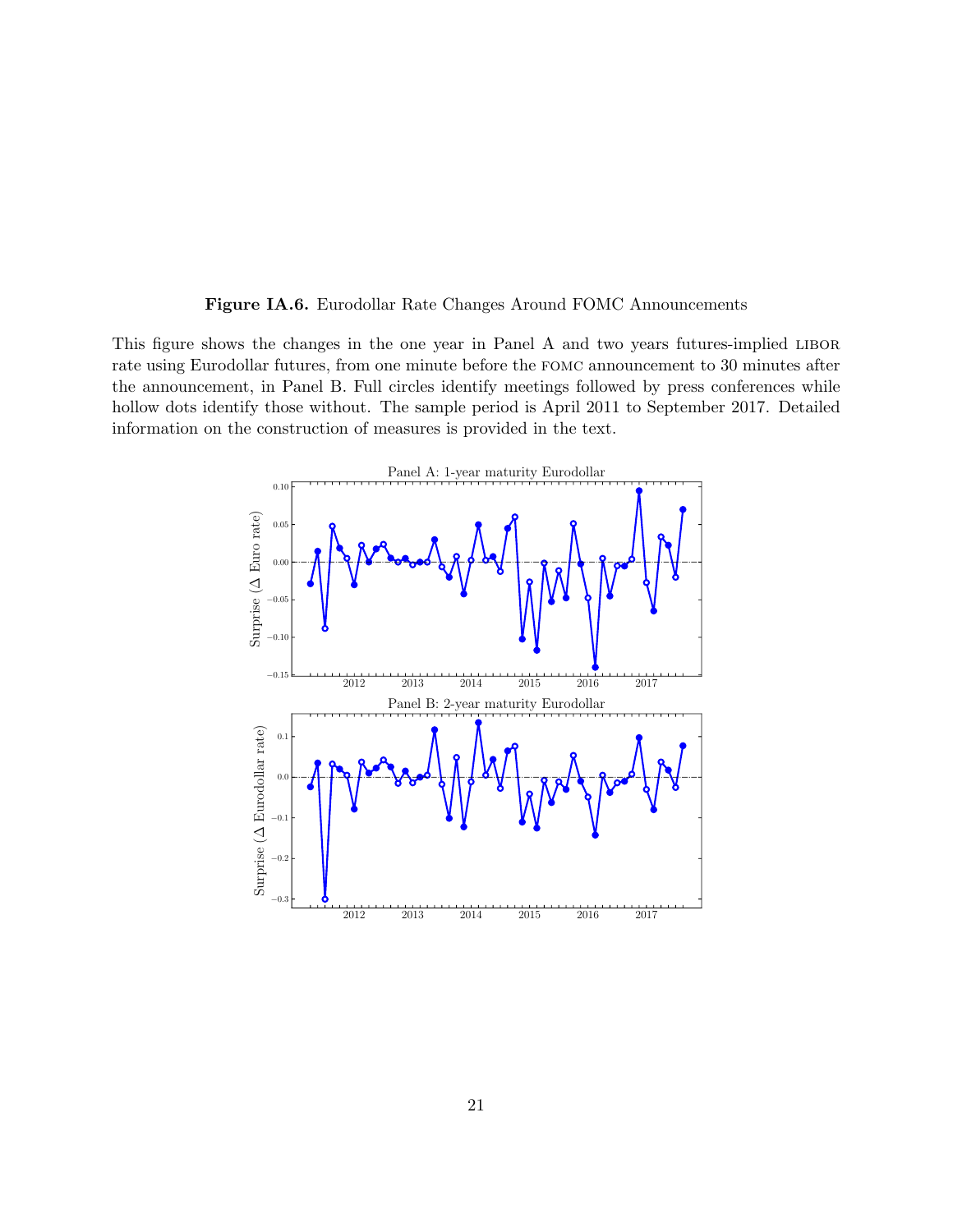**Figure IA.6.** Eurodollar Rate Changes Around FOMC Announcements

This figure shows the changes in the one year in Panel A and two years futures-implied LIBOR rate using Eurodollar futures, from one minute before the FOMC announcement to 30 minutes after the announcement, in Panel B. Full circles identify meetings followed by press conferences while hollow dots identify those without. The sample period is April 2011 to September 2017. Detailed information on the construction of measures is provided in the text.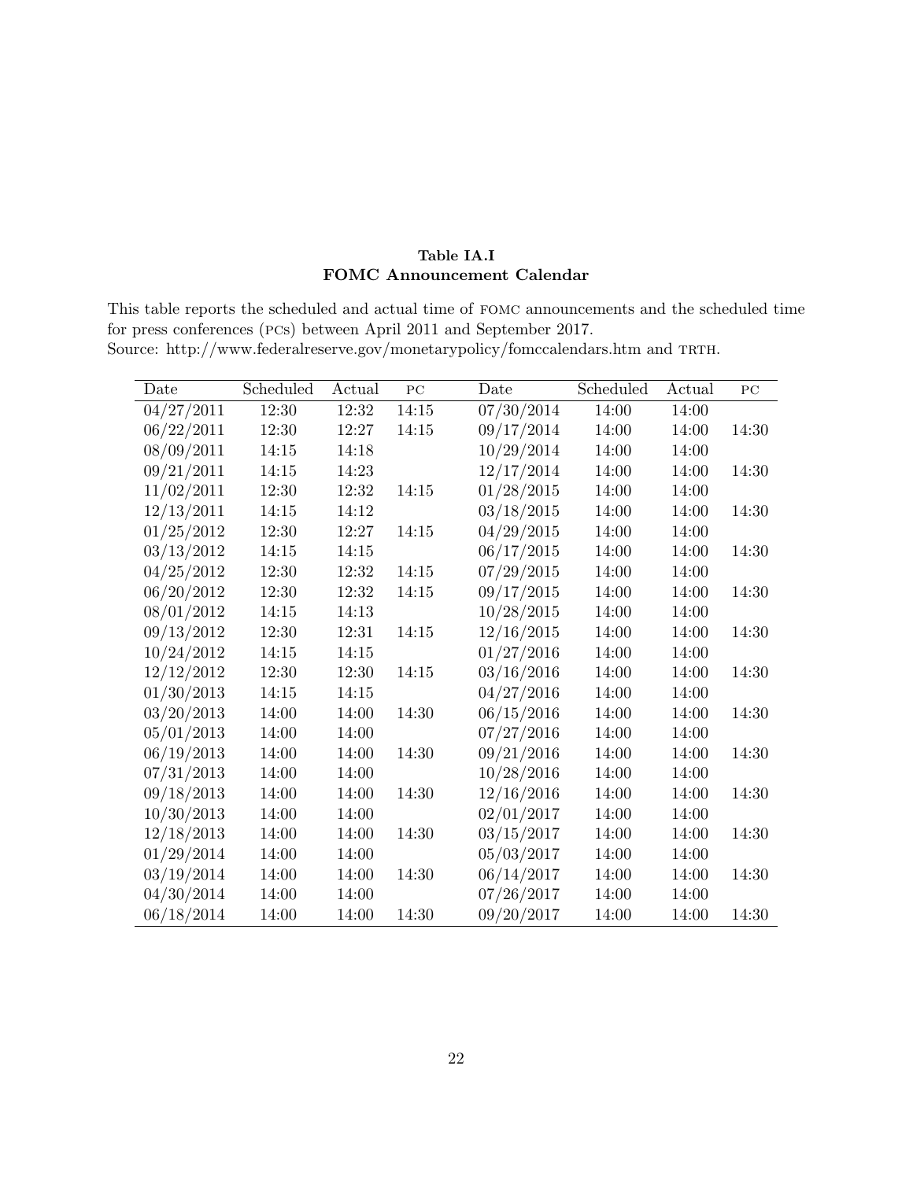**Table IA.I**
**FOMC Announcement Calendar**

This table reports the scheduled and actual time of FOMC announcements and the scheduled time for press conferences (PCs) between April 2011 and September 2017.
Source: http://www.federalreserve.gov/monetarypolicy/fomccalendars.htm and TRTH.

| Date | Scheduled | Actual | PC | Date | Scheduled | Actual | PC |
|---|---|---|---|---|---|---|---|
| 04/27/2011 | 12:30 | 12:32 | 14:15 | 07/30/2014 | 14:00 | 14:00 | |
| 06/22/2011 | 12:30 | 12:27 | 14:15 | 09/17/2014 | 14:00 | 14:00 | 14:30 |
| 08/09/2011 | 14:15 | 14:18 | | 10/29/2014 | 14:00 | 14:00 | |
| 09/21/2011 | 14:15 | 14:23 | | 12/17/2014 | 14:00 | 14:00 | 14:30 |
| 11/02/2011 | 12:30 | 12:32 | 14:15 | 01/28/2015 | 14:00 | 14:00 | |
| 12/13/2011 | 14:15 | 14:12 | | 03/18/2015 | 14:00 | 14:00 | 14:30 |
| 01/25/2012 | 12:30 | 12:27 | 14:15 | 04/29/2015 | 14:00 | 14:00 | |
| 03/13/2012 | 14:15 | 14:15 | | 06/17/2015 | 14:00 | 14:00 | 14:30 |
| 04/25/2012 | 12:30 | 12:32 | 14:15 | 07/29/2015 | 14:00 | 14:00 | |
| 06/20/2012 | 12:30 | 12:32 | 14:15 | 09/17/2015 | 14:00 | 14:00 | 14:30 |
| 08/01/2012 | 14:15 | 14:13 | | 10/28/2015 | 14:00 | 14:00 | |
| 09/13/2012 | 12:30 | 12:31 | 14:15 | 12/16/2015 | 14:00 | 14:00 | 14:30 |
| 10/24/2012 | 14:15 | 14:15 | | 01/27/2016 | 14:00 | 14:00 | |
| 12/12/2012 | 12:30 | 12:30 | 14:15 | 03/16/2016 | 14:00 | 14:00 | 14:30 |
| 01/30/2013 | 14:15 | 14:15 | | 04/27/2016 | 14:00 | 14:00 | |
| 03/20/2013 | 14:00 | 14:00 | 14:30 | 06/15/2016 | 14:00 | 14:00 | 14:30 |
| 05/01/2013 | 14:00 | 14:00 | | 07/27/2016 | 14:00 | 14:00 | |
| 06/19/2013 | 14:00 | 14:00 | 14:30 | 09/21/2016 | 14:00 | 14:00 | 14:30 |
| 07/31/2013 | 14:00 | 14:00 | | 10/28/2016 | 14:00 | 14:00 | |
| 09/18/2013 | 14:00 | 14:00 | 14:30 | 12/16/2016 | 14:00 | 14:00 | 14:30 |
| 10/30/2013 | 14:00 | 14:00 | | 02/01/2017 | 14:00 | 14:00 | |
| 12/18/2013 | 14:00 | 14:00 | 14:30 | 03/15/2017 | 14:00 | 14:00 | 14:30 |
| 01/29/2014 | 14:00 | 14:00 | | 05/03/2017 | 14:00 | 14:00 | |
| 03/19/2014 | 14:00 | 14:00 | 14:30 | 06/14/2017 | 14:00 | 14:00 | 14:30 |
| 04/30/2014 | 14:00 | 14:00 | | 07/26/2017 | 14:00 | 14:00 | |
| 06/18/2014 | 14:00 | 14:00 | 14:30 | 09/20/2017 | 14:00 | 14:00 | 14:30 |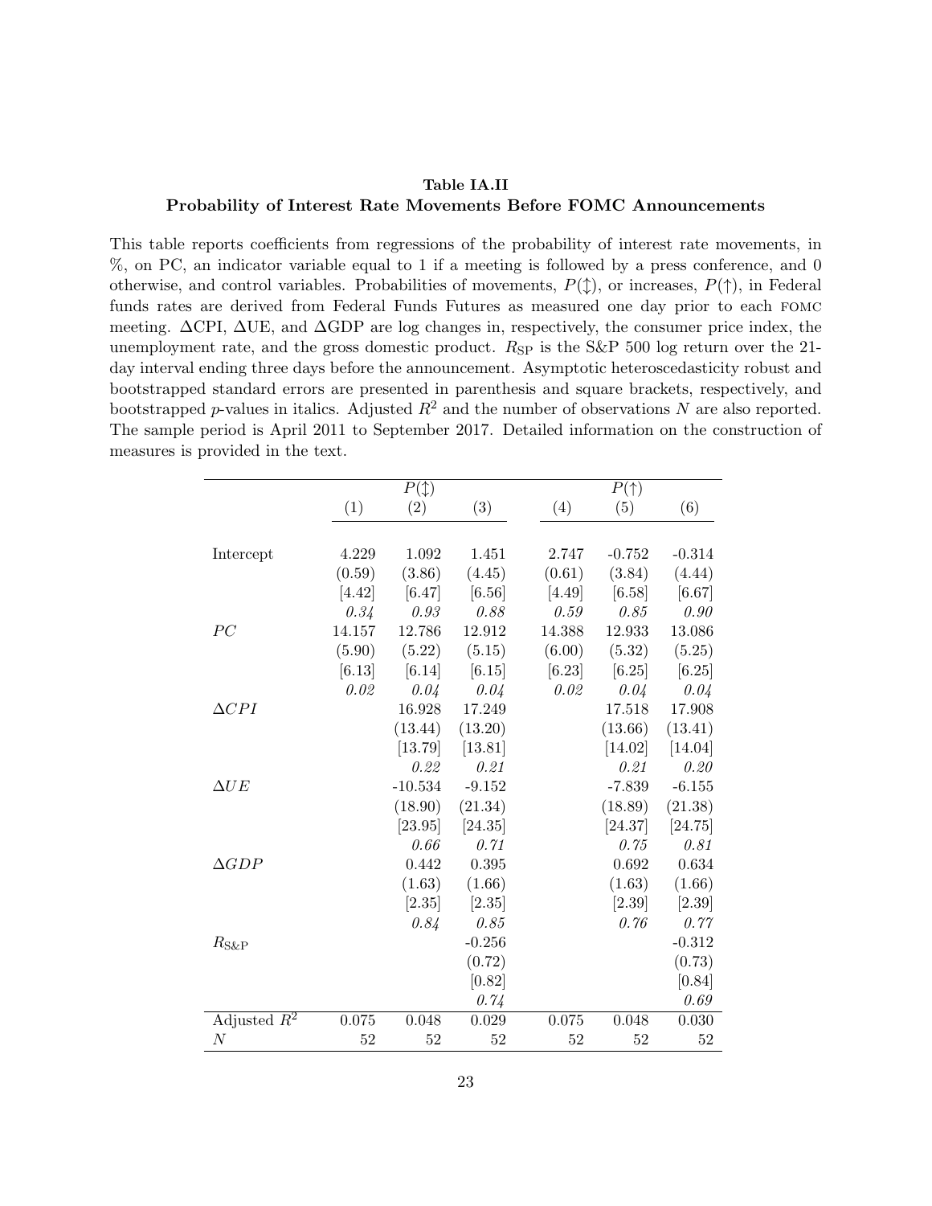**Table IA.II**
**Probability of Interest Rate Movements Before FOMC Announcements**

This table reports coefficients from regressions of the probability of interest rate movements, in %, on PC, an indicator variable equal to 1 if a meeting is followed by a press conference, and 0 otherwise, and control variables. Probabilities of movements, $P(\updownarrow)$, or increases, $P(\uparrow)$, in Federal funds rates are derived from Federal Funds Futures as measured one day prior to each FOMC meeting. $\Delta$CPI, $\Delta$UE, and $\Delta$GDP are log changes in, respectively, the consumer price index, the unemployment rate, and the gross domestic product. $R_{\text{SP}}$ is the S&P 500 log return over the 21-day interval ending three days before the announcement. Asymptotic heteroscedasticity robust and bootstrapped standard errors are presented in parenthesis and square brackets, respectively, and bootstrapped $p$-values in italics. Adjusted $R^2$ and the number of observations $N$ are also reported. The sample period is April 2011 to September 2017. Detailed information on the construction of measures is provided in the text.

| | $P(\updownarrow)$ | | | $P(\uparrow)$ | | |
|---|---|---|---|---|---|---|
| | (1) | (2) | (3) | (4) | (5) | (6) |
| Intercept | 4.229 | 1.092 | 1.451 | 2.747 | -0.752 | -0.314 |
| | (0.59) | (3.86) | (4.45) | (0.61) | (3.84) | (4.44) |
| | [4.42] | [6.47] | [6.56] | [4.49] | [6.58] | [6.67] |
| | *0.34* | *0.93* | *0.88* | *0.59* | *0.85* | *0.90* |
| $PC$ | 14.157 | 12.786 | 12.912 | 14.388 | 12.933 | 13.086 |
| | (5.90) | (5.22) | (5.15) | (6.00) | (5.32) | (5.25) |
| | [6.13] | [6.14] | [6.15] | [6.23] | [6.25] | [6.25] |
| | *0.02* | *0.04* | *0.04* | *0.02* | *0.04* | *0.04* |
| $\Delta CPI$ | | 16.928 | 17.249 | | 17.518 | 17.908 |
| | | (13.44) | (13.20) | | (13.66) | (13.41) |
| | | [13.79] | [13.81] | | [14.02] | [14.04] |
| | | *0.22* | *0.21* | | *0.21* | *0.20* |
| $\Delta UE$ | | -10.534 | -9.152 | | -7.839 | -6.155 |
| | | (18.90) | (21.34) | | (18.89) | (21.38) |
| | | [23.95] | [24.35] | | [24.37] | [24.75] |
| | | *0.66* | *0.71* | | *0.75* | *0.81* |
| $\Delta GDP$ | | 0.442 | 0.395 | | 0.692 | 0.634 |
| | | (1.63) | (1.66) | | (1.63) | (1.66) |
| | | [2.35] | [2.35] | | [2.39] | [2.39] |
| | | *0.84* | *0.85* | | *0.76* | *0.77* |
| $R_{\text{S\&P}}$ | | | -0.256 | | | -0.312 |
| | | | (0.72) | | | (0.73) |
| | | | [0.82] | | | [0.84] |
| | | | *0.74* | | | *0.69* |
| Adjusted $R^2$ | 0.075 | 0.048 | 0.029 | 0.075 | 0.048 | 0.030 |
| $N$ | 52 | 52 | 52 | 52 | 52 | 52 |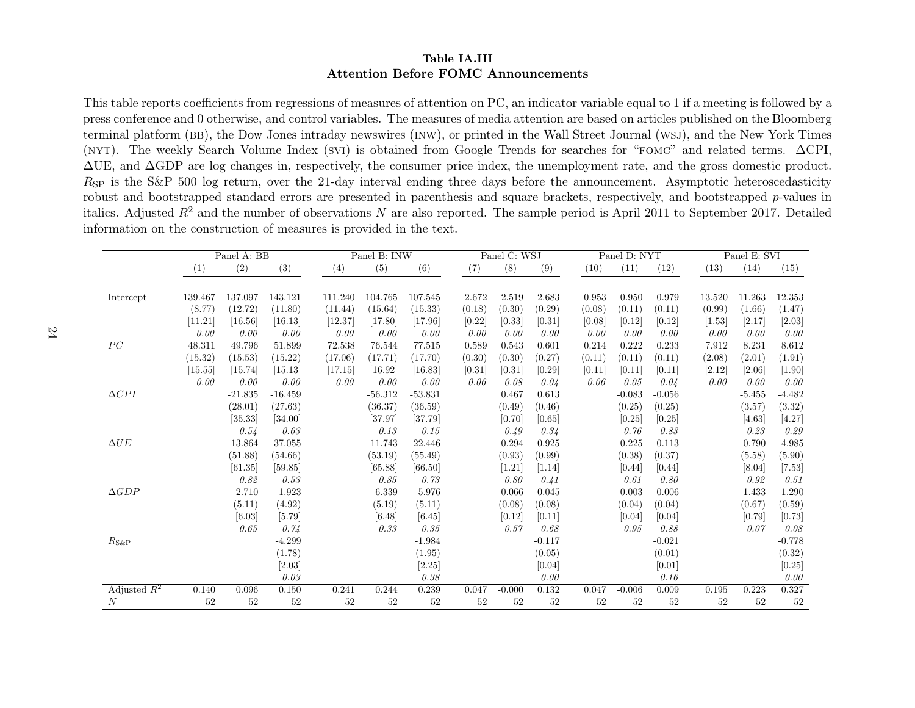**Table IA.III**
**Attention Before FOMC Announcements**

This table reports coefficients from regressions of measures of attention on PC, an indicator variable equal to 1 if a meeting is followed by a press conference and 0 otherwise, and control variables. The measures of media attention are based on articles published on the Bloomberg terminal platform (BB), the Dow Jones intraday newswires (INW), or printed in the Wall Street Journal (WSJ), and the New York Times (NYT). The weekly Search Volume Index (SVI) is obtained from Google Trends for searches for "FOMC" and related terms. ΔCPI, ΔUE, and ΔGDP are log changes in, respectively, the consumer price index, the unemployment rate, and the gross domestic product. $R_{SP}$ is the S&P 500 log return, over the 21-day interval ending three days before the announcement. Asymptotic heteroscedasticity robust and bootstrapped standard errors are presented in parenthesis and square brackets, respectively, and bootstrapped *p*-values in italics. Adjusted $R^2$ and the number of observations $N$ are also reported. The sample period is April 2011 to September 2017. Detailed information on the construction of measures is provided in the text.

| | Panel A: BB | | | Panel B: INW | | | Panel C: WSJ | | | Panel D: NYT | | | Panel E: SVI | | |
|---|---|---|---|---|---|---|---|---|---|---|---|---|---|---|---|
| | (1) | (2) | (3) | (4) | (5) | (6) | (7) | (8) | (9) | (10) | (11) | (12) | (13) | (14) | (15) |
| Intercept | 139.467 | 137.097 | 143.121 | 111.240 | 104.765 | 107.545 | 2.672 | 2.519 | 2.683 | 0.953 | 0.950 | 0.979 | 13.520 | 11.263 | 12.353 |
| | (8.77) | (12.72) | (11.80) | (11.44) | (15.64) | (15.33) | (0.18) | (0.30) | (0.29) | (0.08) | (0.11) | (0.11) | (0.99) | (1.66) | (1.47) |
| | [11.21] | [16.56] | [16.13] | [12.37] | [17.80] | [17.96] | [0.22] | [0.33] | [0.31] | [0.08] | [0.12] | [0.12] | [1.53] | [2.17] | [2.03] |
| | *0.00* | *0.00* | *0.00* | *0.00* | *0.00* | *0.00* | *0.00* | *0.00* | *0.00* | *0.00* | *0.00* | *0.00* | *0.00* | *0.00* | *0.00* |
| $PC$ | 48.311 | 49.796 | 51.899 | 72.538 | 76.544 | 77.515 | 0.589 | 0.543 | 0.601 | 0.214 | 0.222 | 0.233 | 7.912 | 8.231 | 8.612 |
| | (15.32) | (15.53) | (15.22) | (17.06) | (17.71) | (17.70) | (0.30) | (0.30) | (0.27) | (0.11) | (0.11) | (0.11) | (2.08) | (2.01) | (1.91) |
| | [15.55] | [15.74] | [15.13] | [17.15] | [16.92] | [16.83] | [0.31] | [0.31] | [0.29] | [0.11] | [0.11] | [0.11] | [2.12] | [2.06] | [1.90] |
| | *0.00* | *0.00* | *0.00* | *0.00* | *0.00* | *0.00* | *0.06* | *0.08* | *0.04* | *0.06* | *0.05* | *0.04* | *0.00* | *0.00* | *0.00* |
| $\Delta CPI$ | | -21.835 | -16.459 | | -56.312 | -53.831 | | 0.467 | 0.613 | | -0.083 | -0.056 | | -5.455 | -4.482 |
| | | (28.01) | (27.63) | | (36.37) | (36.59) | | (0.49) | (0.46) | | (0.25) | (0.25) | | (3.57) | (3.32) |
| | | [35.33] | [34.00] | | [37.97] | [37.79] | | [0.70] | [0.65] | | [0.25] | [0.25] | | [4.63] | [4.27] |
| | | *0.54* | *0.63* | | *0.13* | *0.15* | | *0.49* | *0.34* | | *0.76* | *0.83* | | *0.23* | *0.29* |
| $\Delta UE$ | | 13.864 | 37.055 | | 11.743 | 22.446 | | 0.294 | 0.925 | | -0.225 | -0.113 | | 0.790 | 4.985 |
| | | (51.88) | (54.66) | | (53.19) | (55.49) | | (0.93) | (0.99) | | (0.38) | (0.37) | | (5.58) | (5.90) |
| | | [61.35] | [59.85] | | [65.88] | [66.50] | | [1.21] | [1.14] | | [0.44] | [0.44] | | [8.04] | [7.53] |
| | | *0.82* | *0.53* | | *0.85* | *0.73* | | *0.80* | *0.41* | | *0.61* | *0.80* | | *0.92* | *0.51* |
| $\Delta GDP$ | | 2.710 | 1.923 | | 6.339 | 5.976 | | 0.066 | 0.045 | | -0.003 | -0.006 | | 1.433 | 1.290 |
| | | (5.11) | (4.92) | | (5.19) | (5.11) | | (0.08) | (0.08) | | (0.04) | (0.04) | | (0.67) | (0.59) |
| | | [6.03] | [5.79] | | [6.48] | [6.45] | | [0.12] | [0.11] | | [0.04] | [0.04] | | [0.79] | [0.73] |
| | | *0.65* | *0.74* | | *0.33* | *0.35* | | *0.57* | *0.68* | | *0.95* | *0.88* | | *0.07* | *0.08* |
| $R_{S\&P}$ | | | -4.299 | | | -1.984 | | | -0.117 | | | -0.021 | | | -0.778 |
| | | | (1.78) | | | (1.95) | | | (0.05) | | | (0.01) | | | (0.32) |
| | | | [2.03] | | | [2.25] | | | [0.04] | | | [0.01] | | | [0.25] |
| | | | *0.03* | | | *0.38* | | | *0.00* | | | *0.16* | | | *0.00* |
| Adjusted $R^2$ | 0.140 | 0.096 | 0.150 | 0.241 | 0.244 | 0.239 | 0.047 | -0.000 | 0.132 | 0.047 | -0.006 | 0.009 | 0.195 | 0.223 | 0.327 |
| $N$ | 52 | 52 | 52 | 52 | 52 | 52 | 52 | 52 | 52 | 52 | 52 | 52 | 52 | 52 | 52 |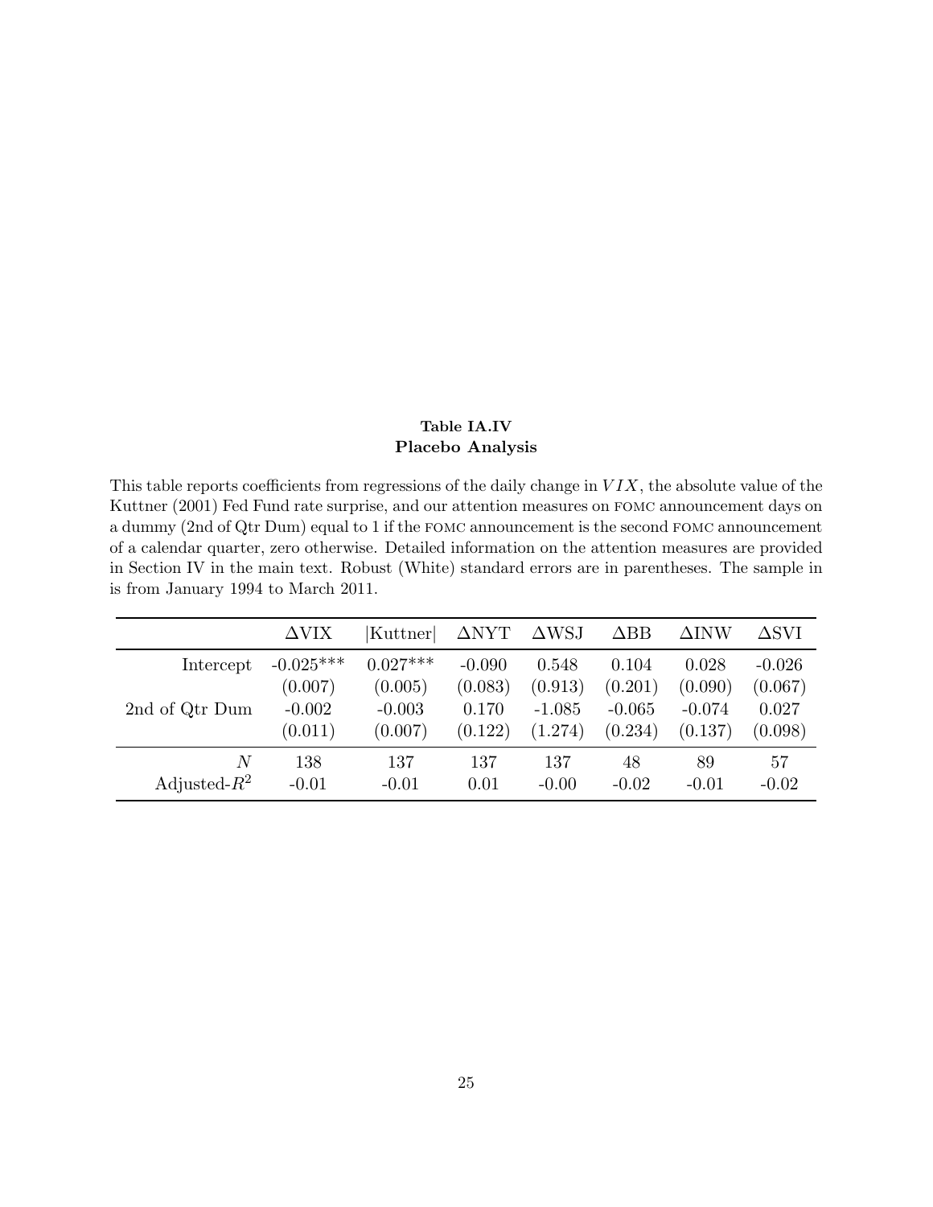**Table IA.IV**
**Placebo Analysis**

This table reports coefficients from regressions of the daily change in $VIX$, the absolute value of the Kuttner (2001) Fed Fund rate surprise, and our attention measures on FOMC announcement days on a dummy (2nd of Qtr Dum) equal to 1 if the FOMC announcement is the second FOMC announcement of a calendar quarter, zero otherwise. Detailed information on the attention measures are provided in Section IV in the main text. Robust (White) standard errors are in parentheses. The sample in is from January 1994 to March 2011.

| | ΔVIX | \|Kuttner\| | ΔNYT | ΔWSJ | ΔBB | ΔINW | ΔSVI |
|---|---|---|---|---|---|---|---|
| Intercept | -0.025*** | 0.027*** | -0.090 | 0.548 | 0.104 | 0.028 | -0.026 |
| | (0.007) | (0.005) | (0.083) | (0.913) | (0.201) | (0.090) | (0.067) |
| 2nd of Qtr Dum | -0.002 | -0.003 | 0.170 | -1.085 | -0.065 | -0.074 | 0.027 |
| | (0.011) | (0.007) | (0.122) | (1.274) | (0.234) | (0.137) | (0.098) |
| $N$ | 138 | 137 | 137 | 137 | 48 | 89 | 57 |
| Adjusted-$R^2$ | -0.01 | -0.01 | 0.01 | -0.00 | -0.02 | -0.01 | -0.02 |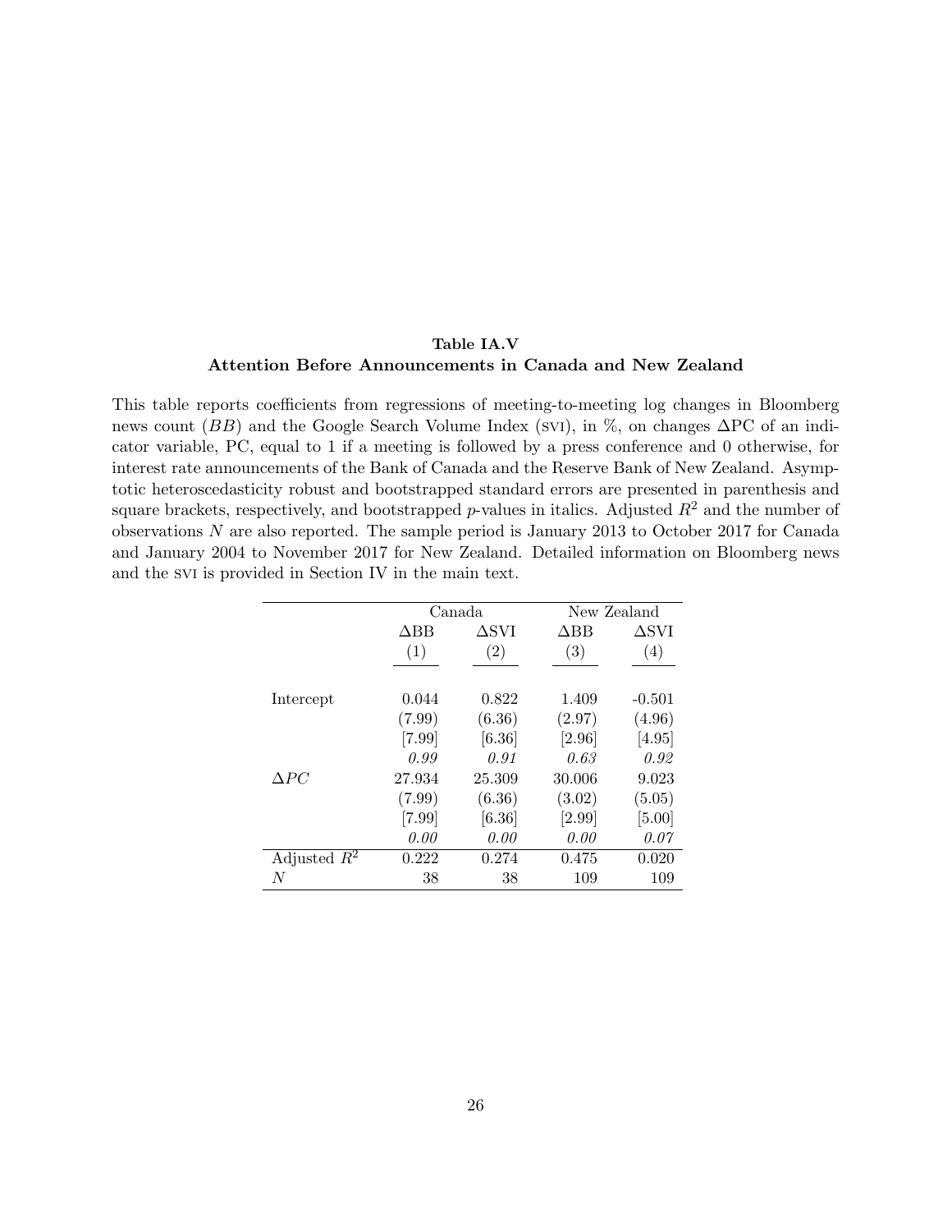**Table IA.V**
**Attention Before Announcements in Canada and New Zealand**

This table reports coefficients from regressions of meeting-to-meeting log changes in Bloomberg news count ($BB$) and the Google Search Volume Index (SVI), in %, on changes $\Delta$PC of an indicator variable, PC, equal to 1 if a meeting is followed by a press conference and 0 otherwise, for interest rate announcements of the Bank of Canada and the Reserve Bank of New Zealand. Asymptotic heteroscedasticity robust and bootstrapped standard errors are presented in parenthesis and square brackets, respectively, and bootstrapped $p$-values in italics. Adjusted $R^2$ and the number of observations $N$ are also reported. The sample period is January 2013 to October 2017 for Canada and January 2004 to November 2017 for New Zealand. Detailed information on Bloomberg news and the SVI is provided in Section IV in the main text.

| | Canada | | New Zealand | |
|---|---|---|---|---|
| | $\Delta$BB | $\Delta$SVI | $\Delta$BB | $\Delta$SVI |
| | (1) | (2) | (3) | (4) |
| Intercept | 0.044 | 0.822 | 1.409 | -0.501 |
| | (7.99) | (6.36) | (2.97) | (4.96) |
| | [7.99] | [6.36] | [2.96] | [4.95] |
| | *0.99* | *0.91* | *0.63* | *0.92* |
| $\Delta PC$ | 27.934 | 25.309 | 30.006 | 9.023 |
| | (7.99) | (6.36) | (3.02) | (5.05) |
| | [7.99] | [6.36] | [2.99] | [5.00] |
| | *0.00* | *0.00* | *0.00* | *0.07* |
| Adjusted $R^2$ | 0.222 | 0.274 | 0.475 | 0.020 |
| $N$ | 38 | 38 | 109 | 109 |